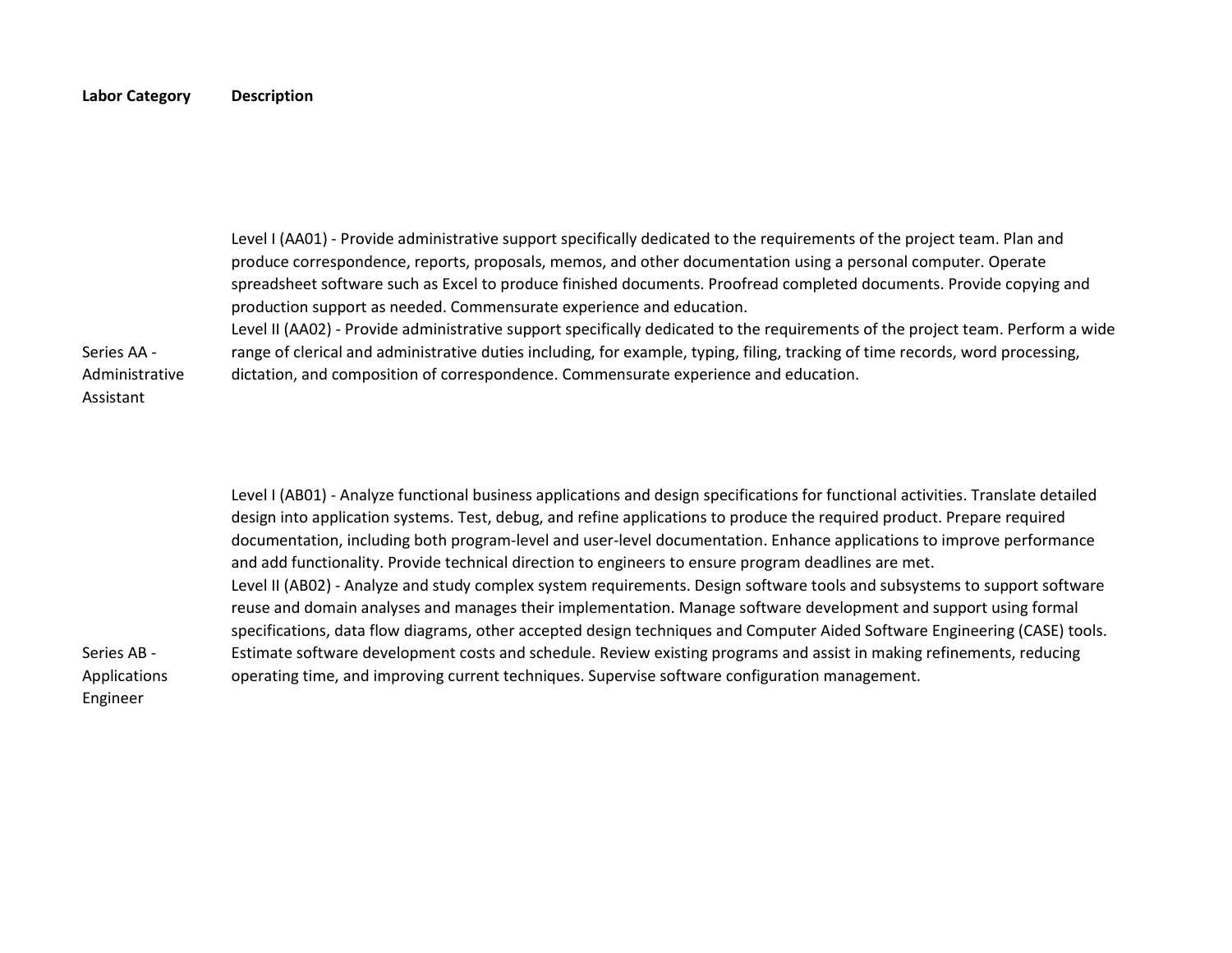| Labor Category | Description |
| --- | --- |
| Series AA - Administrative Assistant | Level I (AA01) - Provide administrative support specifically dedicated to the requirements of the project team. Plan and produce correspondence, reports, proposals, memos, and other documentation using a personal computer. Operate spreadsheet software such as Excel to produce finished documents. Proofread completed documents. Provide copying and production support as needed. Commensurate experience and education.<br>Level II (AA02) - Provide administrative support specifically dedicated to the requirements of the project team. Perform a wide range of clerical and administrative duties including, for example, typing, filing, tracking of time records, word processing, dictation, and composition of correspondence. Commensurate experience and education. |
| Series AB - Applications Engineer | Level I (AB01) - Analyze functional business applications and design specifications for functional activities. Translate detailed design into application systems. Test, debug, and refine applications to produce the required product. Prepare required documentation, including both program-level and user-level documentation. Enhance applications to improve performance and add functionality. Provide technical direction to engineers to ensure program deadlines are met.<br>Level II (AB02) - Analyze and study complex system requirements. Design software tools and subsystems to support software reuse and domain analyses and manages their implementation. Manage software development and support using formal specifications, data flow diagrams, other accepted design techniques and Computer Aided Software Engineering (CASE) tools. Estimate software development costs and schedule. Review existing programs and assist in making refinements, reducing operating time, and improving current techniques. Supervise software configuration management. |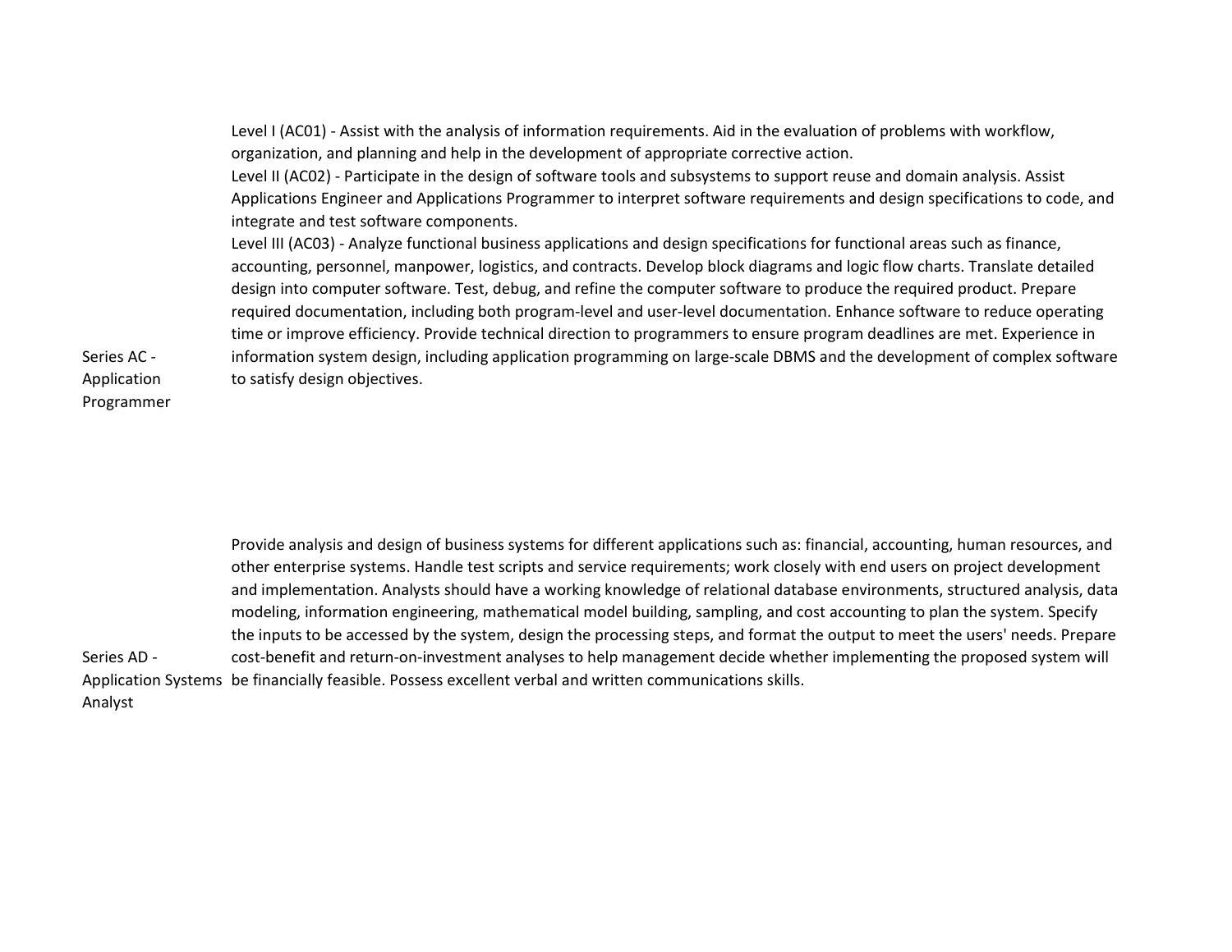| | |
|---|---|
| Series AC - Application Programmer | Level I (AC01) - Assist with the analysis of information requirements. Aid in the evaluation of problems with workflow, organization, and planning and help in the development of appropriate corrective action.<br>Level II (AC02) - Participate in the design of software tools and subsystems to support reuse and domain analysis. Assist Applications Engineer and Applications Programmer to interpret software requirements and design specifications to code, and integrate and test software components.<br>Level III (AC03) - Analyze functional business applications and design specifications for functional areas such as finance, accounting, personnel, manpower, logistics, and contracts. Develop block diagrams and logic flow charts. Translate detailed design into computer software. Test, debug, and refine the computer software to produce the required product. Prepare required documentation, including both program-level and user-level documentation. Enhance software to reduce operating time or improve efficiency. Provide technical direction to programmers to ensure program deadlines are met. Experience in information system design, including application programming on large-scale DBMS and the development of complex software to satisfy design objectives. |
| Series AD - Application Systems Analyst | Provide analysis and design of business systems for different applications such as: financial, accounting, human resources, and other enterprise systems. Handle test scripts and service requirements; work closely with end users on project development and implementation. Analysts should have a working knowledge of relational database environments, structured analysis, data modeling, information engineering, mathematical model building, sampling, and cost accounting to plan the system. Specify the inputs to be accessed by the system, design the processing steps, and format the output to meet the users' needs. Prepare cost-benefit and return-on-investment analyses to help management decide whether implementing the proposed system will be financially feasible. Possess excellent verbal and written communications skills. |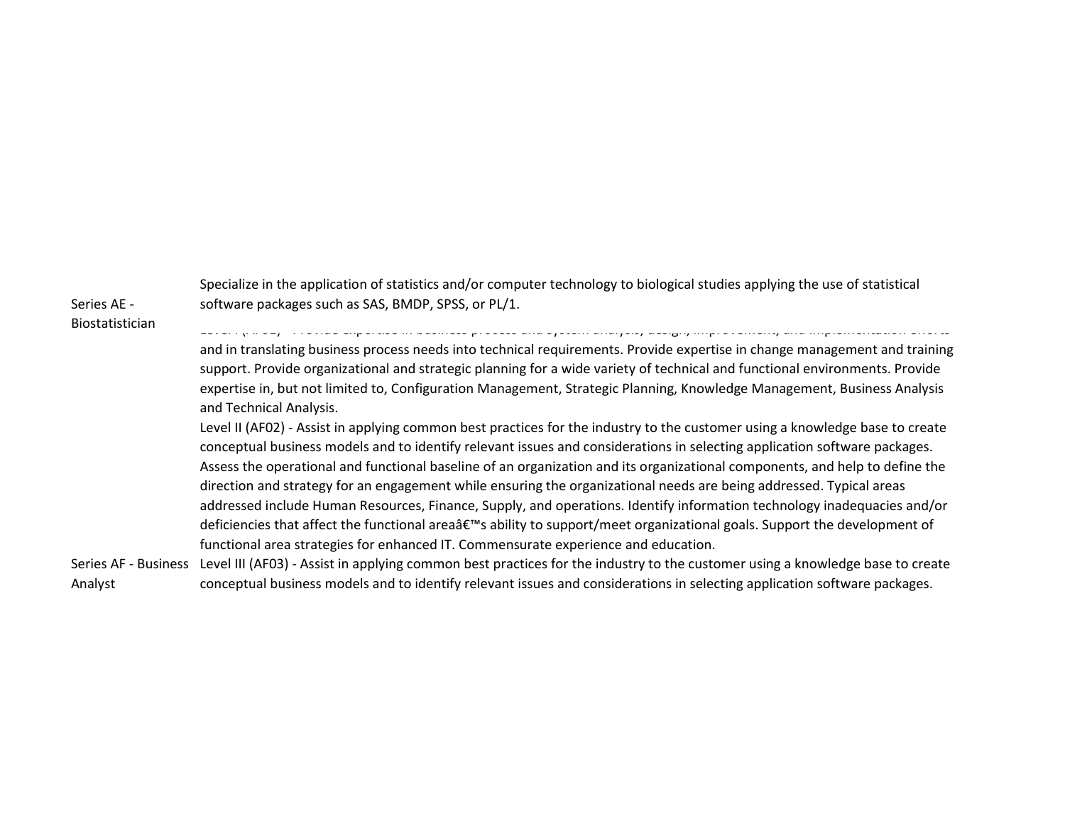| Series | Description |
| --- | --- |
| Series AE - Biostatistician | Specialize in the application of statistics and/or computer technology to biological studies applying the use of statistical software packages such as SAS, BMDP, SPSS, or PL/1. |
| Series AF - Business Analyst | Level I (AF01) - Provide expertise in business process and system analysis, design, improvement, and implementation efforts and in translating business process needs into technical requirements. Provide expertise in change management and training support. Provide organizational and strategic planning for a wide variety of technical and functional environments. Provide expertise in, but not limited to, Configuration Management, Strategic Planning, Knowledge Management, Business Analysis and Technical Analysis.<br>Level II (AF02) - Assist in applying common best practices for the industry to the customer using a knowledge base to create conceptual business models and to identify relevant issues and considerations in selecting application software packages. Assess the operational and functional baseline of an organization and its organizational components, and help to define the direction and strategy for an engagement while ensuring the organizational needs are being addressed. Typical areas addressed include Human Resources, Finance, Supply, and operations. Identify information technology inadequacies and/or deficiencies that affect the functional areaâ€™s ability to support/meet organizational goals. Support the development of functional area strategies for enhanced IT. Commensurate experience and education.<br>Level III (AF03) - Assist in applying common best practices for the industry to the customer using a knowledge base to create conceptual business models and to identify relevant issues and considerations in selecting application software packages. |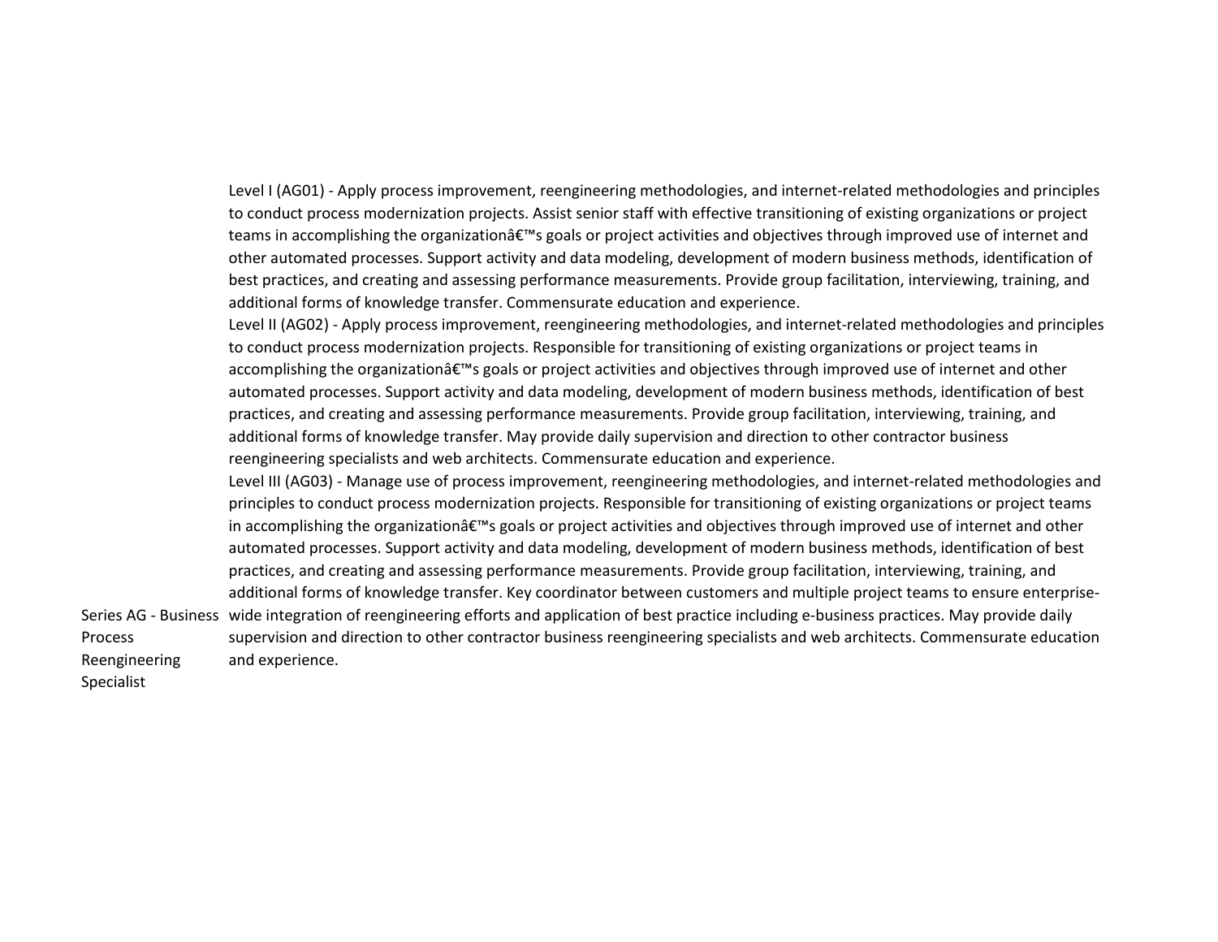| | |
|---|---|
| Series AG - Business Process Reengineering Specialist | Level I (AG01) - Apply process improvement, reengineering methodologies, and internet-related methodologies and principles to conduct process modernization projects. Assist senior staff with effective transitioning of existing organizations or project teams in accomplishing the organizationâ€™s goals or project activities and objectives through improved use of internet and other automated processes. Support activity and data modeling, development of modern business methods, identification of best practices, and creating and assessing performance measurements. Provide group facilitation, interviewing, training, and additional forms of knowledge transfer. Commensurate education and experience.<br>Level II (AG02) - Apply process improvement, reengineering methodologies, and internet-related methodologies and principles to conduct process modernization projects. Responsible for transitioning of existing organizations or project teams in accomplishing the organizationâ€™s goals or project activities and objectives through improved use of internet and other automated processes. Support activity and data modeling, development of modern business methods, identification of best practices, and creating and assessing performance measurements. Provide group facilitation, interviewing, training, and additional forms of knowledge transfer. May provide daily supervision and direction to other contractor business reengineering specialists and web architects. Commensurate education and experience.<br>Level III (AG03) - Manage use of process improvement, reengineering methodologies, and internet-related methodologies and principles to conduct process modernization projects. Responsible for transitioning of existing organizations or project teams in accomplishing the organizationâ€™s goals or project activities and objectives through improved use of internet and other automated processes. Support activity and data modeling, development of modern business methods, identification of best practices, and creating and assessing performance measurements. Provide group facilitation, interviewing, training, and additional forms of knowledge transfer. Key coordinator between customers and multiple project teams to ensure enterprise-wide integration of reengineering efforts and application of best practice including e-business practices. May provide daily supervision and direction to other contractor business reengineering specialists and web architects. Commensurate education and experience. |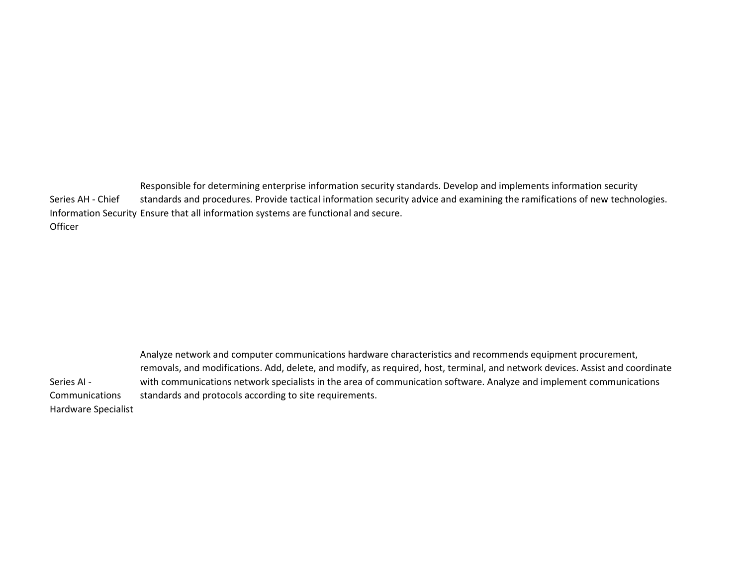| | |
|---|---|
| Series AH - Chief Information Security Officer | Responsible for determining enterprise information security standards. Develop and implements information security standards and procedures. Provide tactical information security advice and examining the ramifications of new technologies. Ensure that all information systems are functional and secure. |
| Series AI - Communications Hardware Specialist | Analyze network and computer communications hardware characteristics and recommends equipment procurement, removals, and modifications. Add, delete, and modify, as required, host, terminal, and network devices. Assist and coordinate with communications network specialists in the area of communication software. Analyze and implement communications standards and protocols according to site requirements. |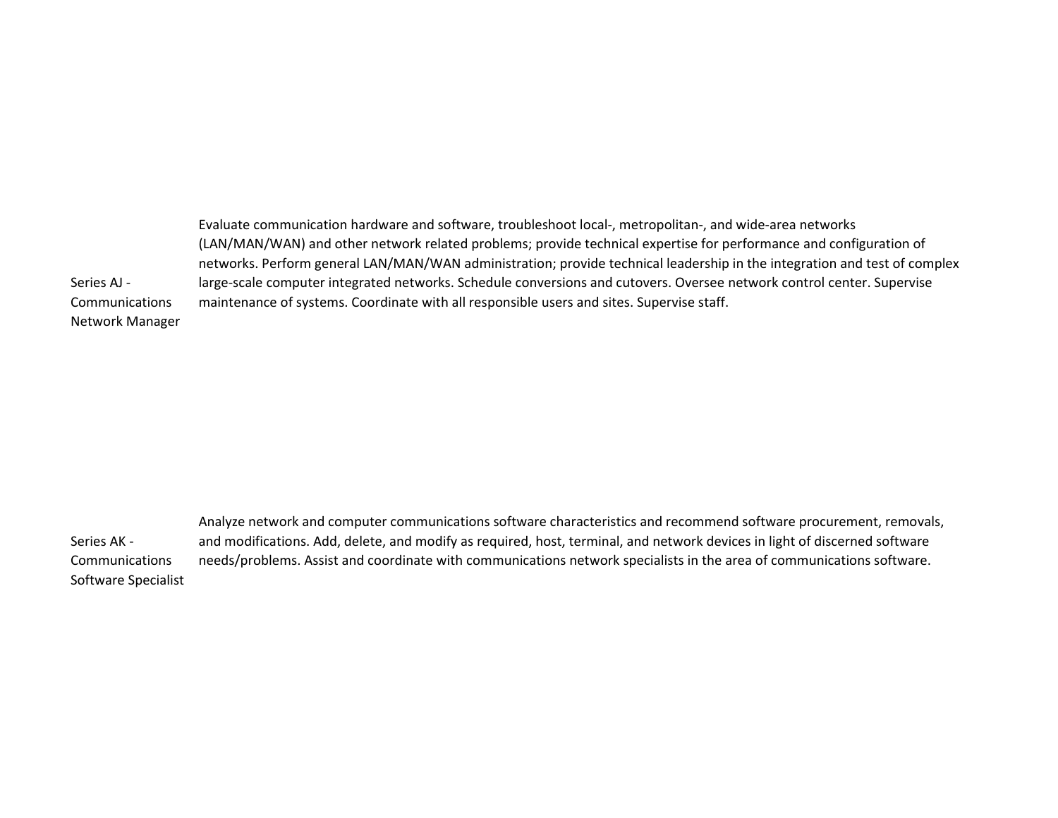| | |
|---|---|
| Series AJ - Communications Network Manager | Evaluate communication hardware and software, troubleshoot local-, metropolitan-, and wide-area networks (LAN/MAN/WAN) and other network related problems; provide technical expertise for performance and configuration of networks. Perform general LAN/MAN/WAN administration; provide technical leadership in the integration and test of complex large-scale computer integrated networks. Schedule conversions and cutovers. Oversee network control center. Supervise maintenance of systems. Coordinate with all responsible users and sites. Supervise staff. |
| Series AK - Communications Software Specialist | Analyze network and computer communications software characteristics and recommend software procurement, removals, and modifications. Add, delete, and modify as required, host, terminal, and network devices in light of discerned software needs/problems. Assist and coordinate with communications network specialists in the area of communications software. |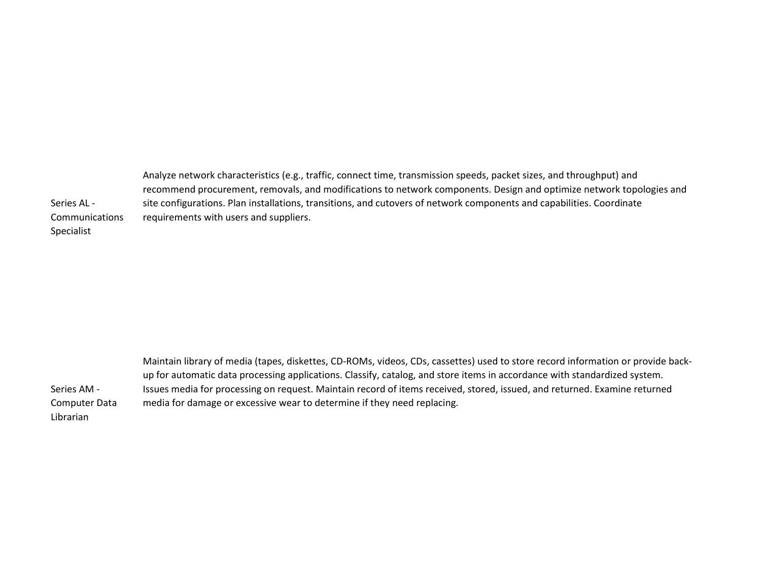| | |
|---|---|
| Series AL - Communications Specialist | Analyze network characteristics (e.g., traffic, connect time, transmission speeds, packet sizes, and throughput) and recommend procurement, removals, and modifications to network components. Design and optimize network topologies and site configurations. Plan installations, transitions, and cutovers of network components and capabilities. Coordinate requirements with users and suppliers. |
| Series AM - Computer Data Librarian | Maintain library of media (tapes, diskettes, CD-ROMs, videos, CDs, cassettes) used to store record information or provide back-up for automatic data processing applications. Classify, catalog, and store items in accordance with standardized system. Issues media for processing on request. Maintain record of items received, stored, issued, and returned. Examine returned media for damage or excessive wear to determine if they need replacing. |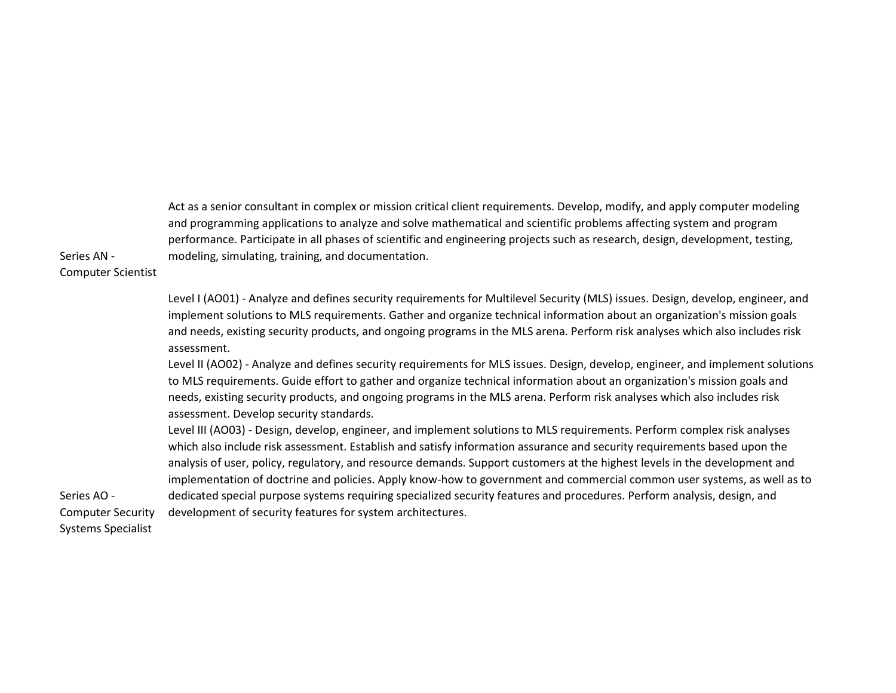| | |
|---|---|
| Series AN - Computer Scientist | Act as a senior consultant in complex or mission critical client requirements. Develop, modify, and apply computer modeling and programming applications to analyze and solve mathematical and scientific problems affecting system and program performance. Participate in all phases of scientific and engineering projects such as research, design, development, testing, modeling, simulating, training, and documentation. |
| Series AO - Computer Security Systems Specialist | Level I (AO01) - Analyze and defines security requirements for Multilevel Security (MLS) issues. Design, develop, engineer, and implement solutions to MLS requirements. Gather and organize technical information about an organization's mission goals and needs, existing security products, and ongoing programs in the MLS arena. Perform risk analyses which also includes risk assessment.<br>Level II (AO02) - Analyze and defines security requirements for MLS issues. Design, develop, engineer, and implement solutions to MLS requirements. Guide effort to gather and organize technical information about an organization's mission goals and needs, existing security products, and ongoing programs in the MLS arena. Perform risk analyses which also includes risk assessment. Develop security standards.<br>Level III (AO03) - Design, develop, engineer, and implement solutions to MLS requirements. Perform complex risk analyses which also include risk assessment. Establish and satisfy information assurance and security requirements based upon the analysis of user, policy, regulatory, and resource demands. Support customers at the highest levels in the development and implementation of doctrine and policies. Apply know-how to government and commercial common user systems, as well as to dedicated special purpose systems requiring specialized security features and procedures. Perform analysis, design, and development of security features for system architectures. |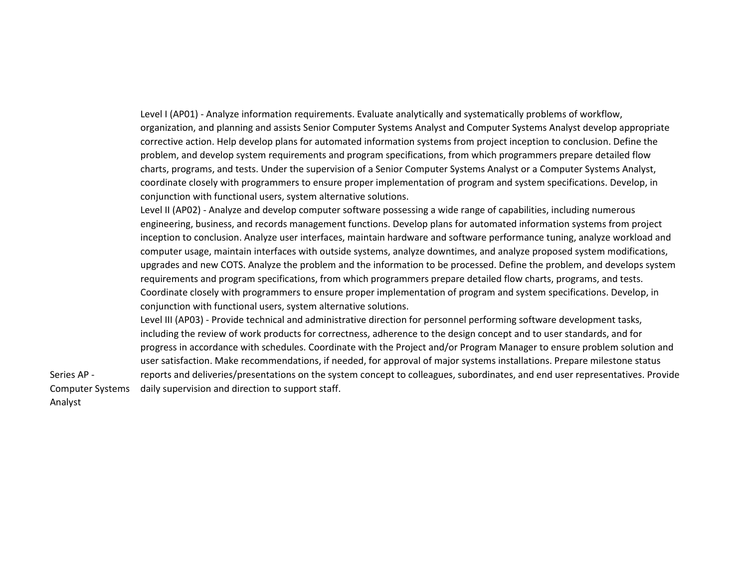| Series | Description |
| --- | --- |
| Series AP - Computer Systems Analyst | Level I (AP01) - Analyze information requirements. Evaluate analytically and systematically problems of workflow, organization, and planning and assists Senior Computer Systems Analyst and Computer Systems Analyst develop appropriate corrective action. Help develop plans for automated information systems from project inception to conclusion. Define the problem, and develop system requirements and program specifications, from which programmers prepare detailed flow charts, programs, and tests. Under the supervision of a Senior Computer Systems Analyst or a Computer Systems Analyst, coordinate closely with programmers to ensure proper implementation of program and system specifications. Develop, in conjunction with functional users, system alternative solutions.<br>Level II (AP02) - Analyze and develop computer software possessing a wide range of capabilities, including numerous engineering, business, and records management functions. Develop plans for automated information systems from project inception to conclusion. Analyze user interfaces, maintain hardware and software performance tuning, analyze workload and computer usage, maintain interfaces with outside systems, analyze downtimes, and analyze proposed system modifications, upgrades and new COTS. Analyze the problem and the information to be processed. Define the problem, and develops system requirements and program specifications, from which programmers prepare detailed flow charts, programs, and tests. Coordinate closely with programmers to ensure proper implementation of program and system specifications. Develop, in conjunction with functional users, system alternative solutions.<br>Level III (AP03) - Provide technical and administrative direction for personnel performing software development tasks, including the review of work products for correctness, adherence to the design concept and to user standards, and for progress in accordance with schedules. Coordinate with the Project and/or Program Manager to ensure problem solution and user satisfaction. Make recommendations, if needed, for approval of major systems installations. Prepare milestone status reports and deliveries/presentations on the system concept to colleagues, subordinates, and end user representatives. Provide daily supervision and direction to support staff. |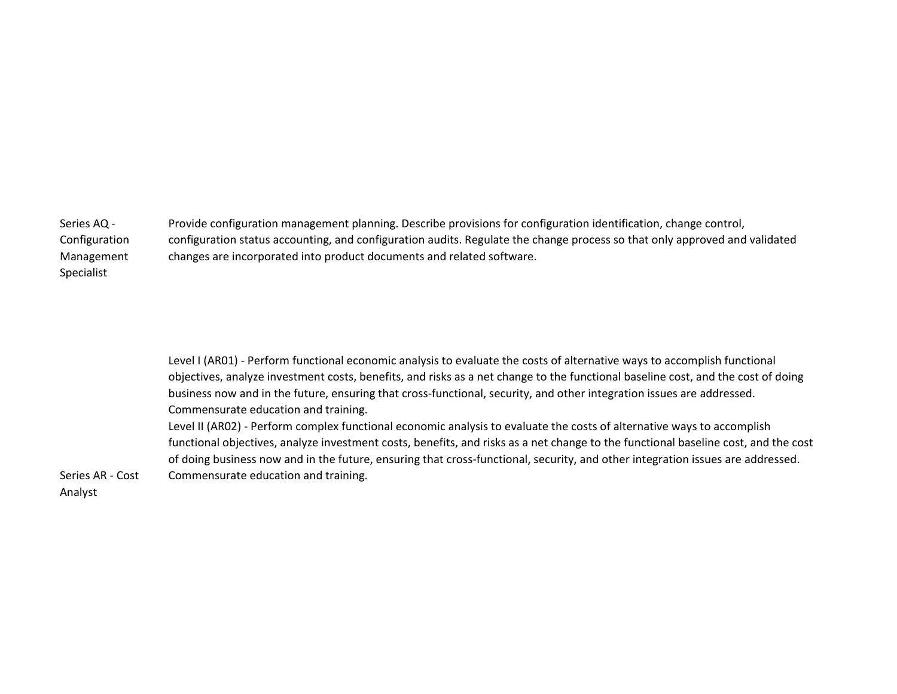| | |
|---|---|
| Series AQ - Configuration Management Specialist | Provide configuration management planning. Describe provisions for configuration identification, change control, configuration status accounting, and configuration audits. Regulate the change process so that only approved and validated changes are incorporated into product documents and related software. |
| Series AR - Cost Analyst | Level I (AR01) - Perform functional economic analysis to evaluate the costs of alternative ways to accomplish functional objectives, analyze investment costs, benefits, and risks as a net change to the functional baseline cost, and the cost of doing business now and in the future, ensuring that cross-functional, security, and other integration issues are addressed. Commensurate education and training.<br>Level II (AR02) - Perform complex functional economic analysis to evaluate the costs of alternative ways to accomplish functional objectives, analyze investment costs, benefits, and risks as a net change to the functional baseline cost, and the cost of doing business now and in the future, ensuring that cross-functional, security, and other integration issues are addressed. Commensurate education and training. |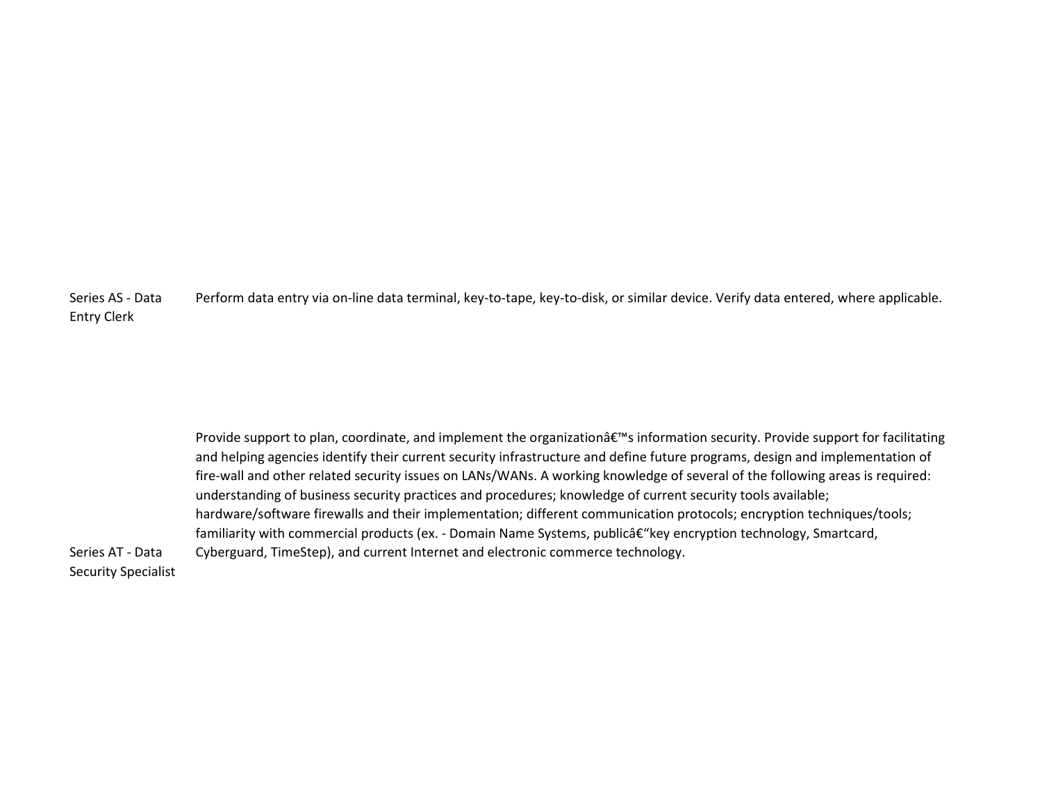| | |
|---|---|
| Series AS - Data Entry Clerk | Perform data entry via on-line data terminal, key-to-tape, key-to-disk, or similar device. Verify data entered, where applicable. |
| Series AT - Data Security Specialist | Provide support to plan, coordinate, and implement the organizationâ€™s information security. Provide support for facilitating and helping agencies identify their current security infrastructure and define future programs, design and implementation of fire-wall and other related security issues on LANs/WANs. A working knowledge of several of the following areas is required: understanding of business security practices and procedures; knowledge of current security tools available; hardware/software firewalls and their implementation; different communication protocols; encryption techniques/tools; familiarity with commercial products (ex. - Domain Name Systems, publicâ€“key encryption technology, Smartcard, Cyberguard, TimeStep), and current Internet and electronic commerce technology. |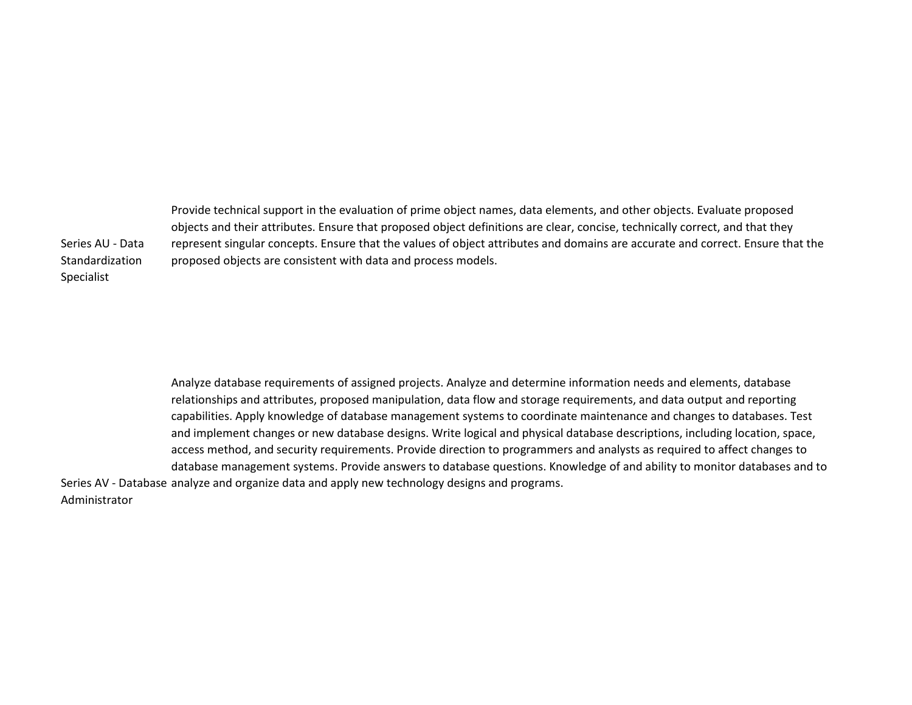| | |
|---|---|
| Series AU - Data Standardization Specialist | Provide technical support in the evaluation of prime object names, data elements, and other objects. Evaluate proposed objects and their attributes. Ensure that proposed object definitions are clear, concise, technically correct, and that they represent singular concepts. Ensure that the values of object attributes and domains are accurate and correct. Ensure that the proposed objects are consistent with data and process models. |
| Series AV - Database Administrator | Analyze database requirements of assigned projects. Analyze and determine information needs and elements, database relationships and attributes, proposed manipulation, data flow and storage requirements, and data output and reporting capabilities. Apply knowledge of database management systems to coordinate maintenance and changes to databases. Test and implement changes or new database designs. Write logical and physical database descriptions, including location, space, access method, and security requirements. Provide direction to programmers and analysts as required to affect changes to database management systems. Provide answers to database questions. Knowledge of and ability to monitor databases and to analyze and organize data and apply new technology designs and programs. |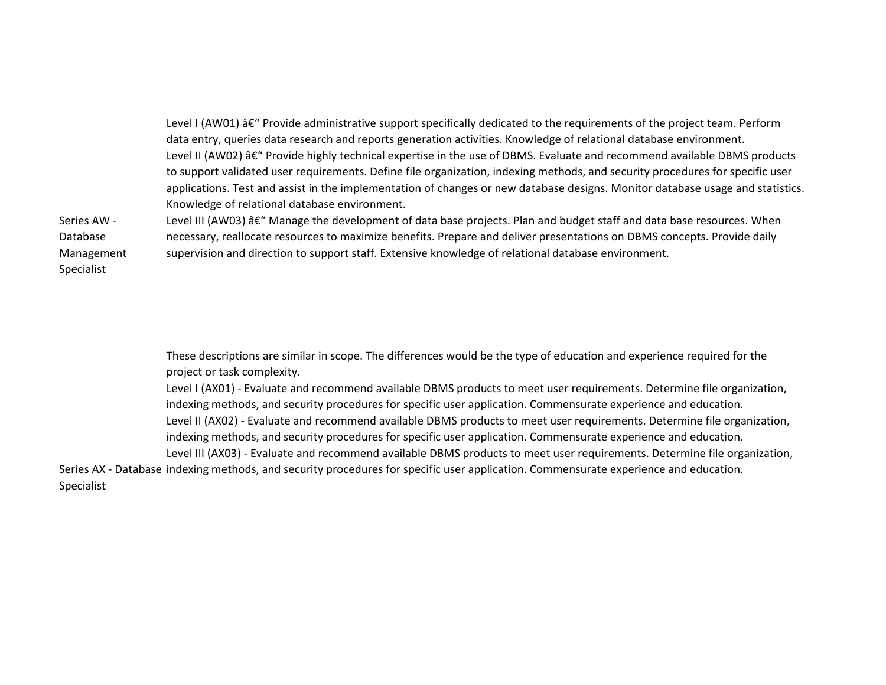| | |
|---|---|
| Series AW - Database Management Specialist | Level I (AW01) â€“ Provide administrative support specifically dedicated to the requirements of the project team. Perform data entry, queries data research and reports generation activities. Knowledge of relational database environment.<br>Level II (AW02) â€“ Provide highly technical expertise in the use of DBMS. Evaluate and recommend available DBMS products to support validated user requirements. Define file organization, indexing methods, and security procedures for specific user applications. Test and assist in the implementation of changes or new database designs. Monitor database usage and statistics. Knowledge of relational database environment.<br>Level III (AW03) â€“ Manage the development of data base projects. Plan and budget staff and data base resources. When necessary, reallocate resources to maximize benefits. Prepare and deliver presentations on DBMS concepts. Provide daily supervision and direction to support staff. Extensive knowledge of relational database environment. |
| Series AX - Database Specialist | These descriptions are similar in scope. The differences would be the type of education and experience required for the project or task complexity.<br>Level I (AX01) - Evaluate and recommend available DBMS products to meet user requirements. Determine file organization, indexing methods, and security procedures for specific user application. Commensurate experience and education.<br>Level II (AX02) - Evaluate and recommend available DBMS products to meet user requirements. Determine file organization, indexing methods, and security procedures for specific user application. Commensurate experience and education.<br>Level III (AX03) - Evaluate and recommend available DBMS products to meet user requirements. Determine file organization, indexing methods, and security procedures for specific user application. Commensurate experience and education. |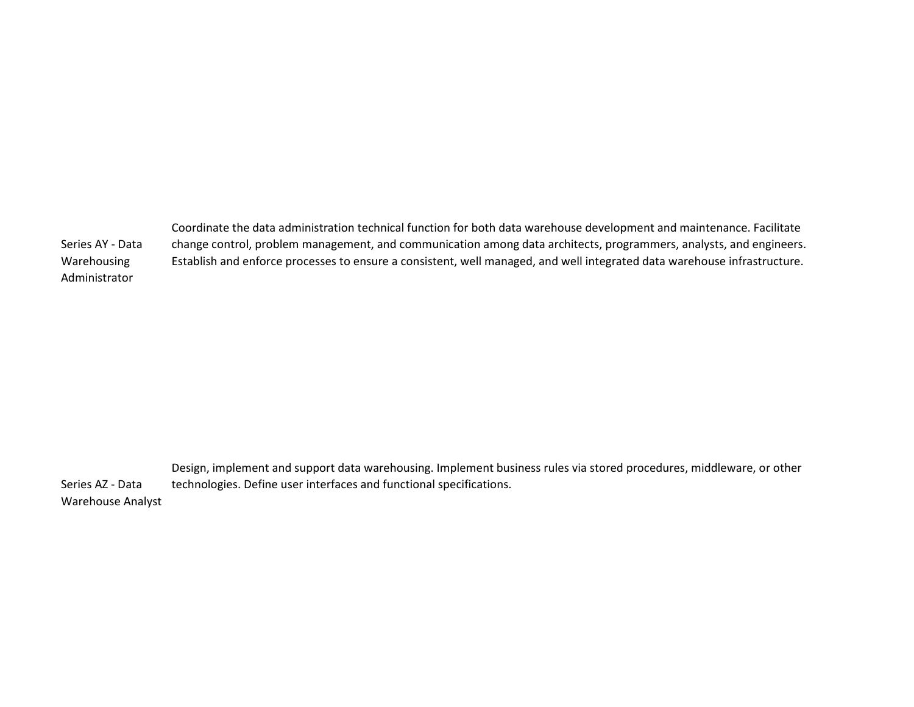| | |
|---|---|
| Series AY - Data Warehousing Administrator | Coordinate the data administration technical function for both data warehouse development and maintenance. Facilitate change control, problem management, and communication among data architects, programmers, analysts, and engineers. Establish and enforce processes to ensure a consistent, well managed, and well integrated data warehouse infrastructure. |
| Series AZ - Data Warehouse Analyst | Design, implement and support data warehousing. Implement business rules via stored procedures, middleware, or other technologies. Define user interfaces and functional specifications. |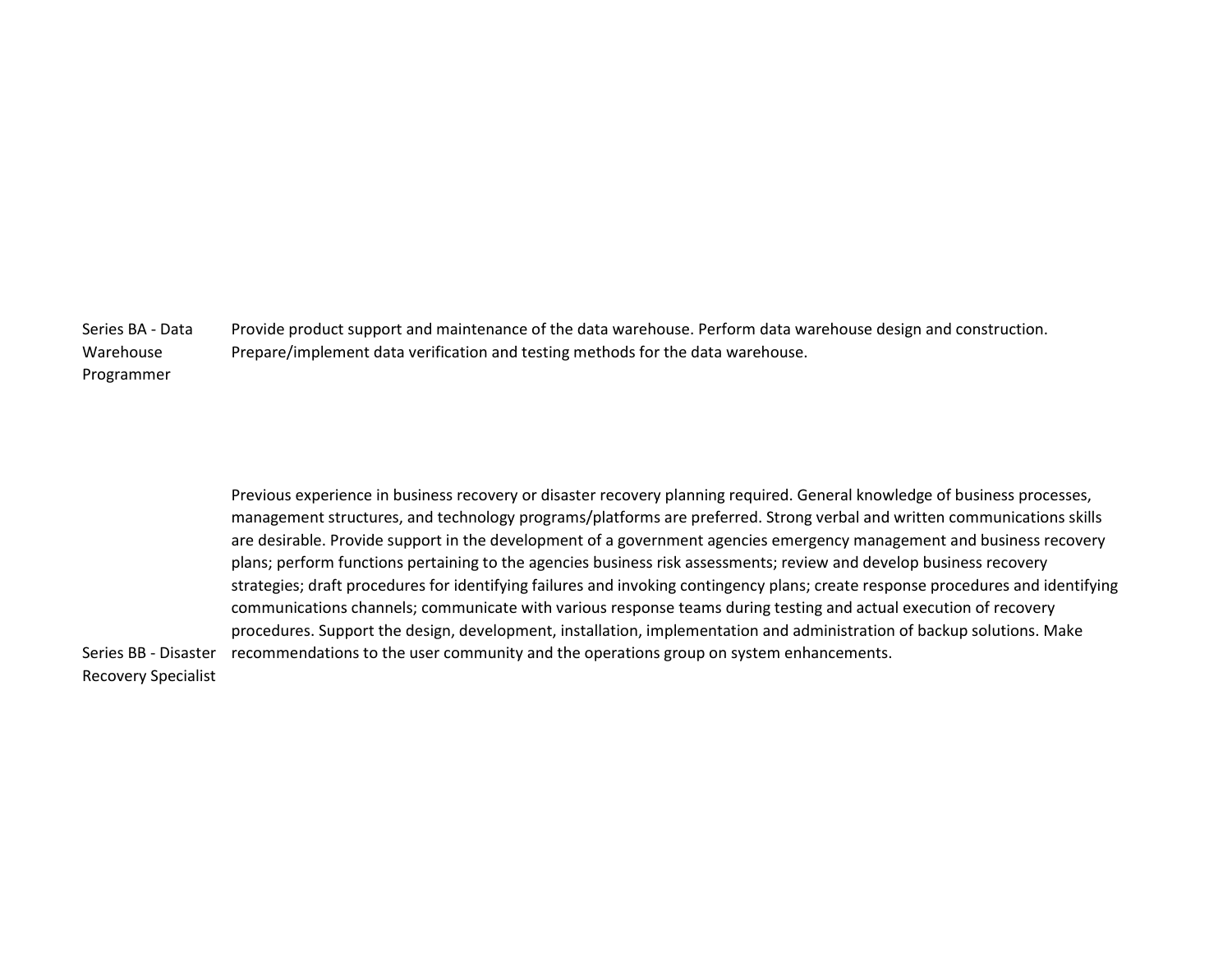| | |
|---|---|
| Series BA - Data Warehouse Programmer | Provide product support and maintenance of the data warehouse. Perform data warehouse design and construction. Prepare/implement data verification and testing methods for the data warehouse. |
| Series BB - Disaster Recovery Specialist | Previous experience in business recovery or disaster recovery planning required. General knowledge of business processes, management structures, and technology programs/platforms are preferred. Strong verbal and written communications skills are desirable. Provide support in the development of a government agencies emergency management and business recovery plans; perform functions pertaining to the agencies business risk assessments; review and develop business recovery strategies; draft procedures for identifying failures and invoking contingency plans; create response procedures and identifying communications channels; communicate with various response teams during testing and actual execution of recovery procedures. Support the design, development, installation, implementation and administration of backup solutions. Make recommendations to the user community and the operations group on system enhancements. |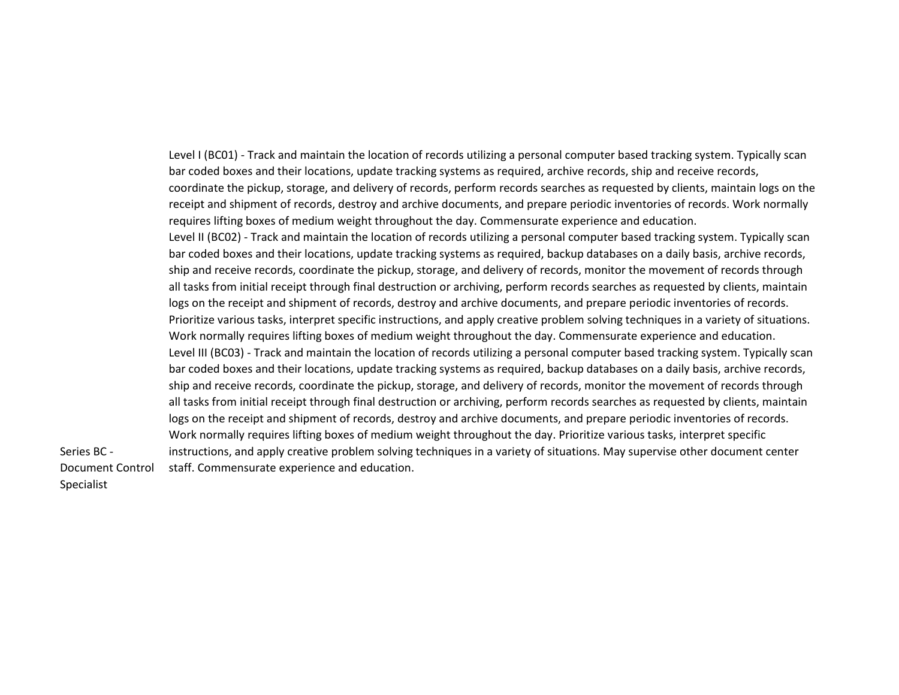| Series | Description |
|---|---|
| Series BC - Document Control Specialist | Level I (BC01) - Track and maintain the location of records utilizing a personal computer based tracking system. Typically scan bar coded boxes and their locations, update tracking systems as required, archive records, ship and receive records, coordinate the pickup, storage, and delivery of records, perform records searches as requested by clients, maintain logs on the receipt and shipment of records, destroy and archive documents, and prepare periodic inventories of records. Work normally requires lifting boxes of medium weight throughout the day. Commensurate experience and education.<br>Level II (BC02) - Track and maintain the location of records utilizing a personal computer based tracking system. Typically scan bar coded boxes and their locations, update tracking systems as required, backup databases on a daily basis, archive records, ship and receive records, coordinate the pickup, storage, and delivery of records, monitor the movement of records through all tasks from initial receipt through final destruction or archiving, perform records searches as requested by clients, maintain logs on the receipt and shipment of records, destroy and archive documents, and prepare periodic inventories of records. Prioritize various tasks, interpret specific instructions, and apply creative problem solving techniques in a variety of situations. Work normally requires lifting boxes of medium weight throughout the day. Commensurate experience and education.<br>Level III (BC03) - Track and maintain the location of records utilizing a personal computer based tracking system. Typically scan bar coded boxes and their locations, update tracking systems as required, backup databases on a daily basis, archive records, ship and receive records, coordinate the pickup, storage, and delivery of records, monitor the movement of records through all tasks from initial receipt through final destruction or archiving, perform records searches as requested by clients, maintain logs on the receipt and shipment of records, destroy and archive documents, and prepare periodic inventories of records. Work normally requires lifting boxes of medium weight throughout the day. Prioritize various tasks, interpret specific instructions, and apply creative problem solving techniques in a variety of situations. May supervise other document center staff. Commensurate experience and education. |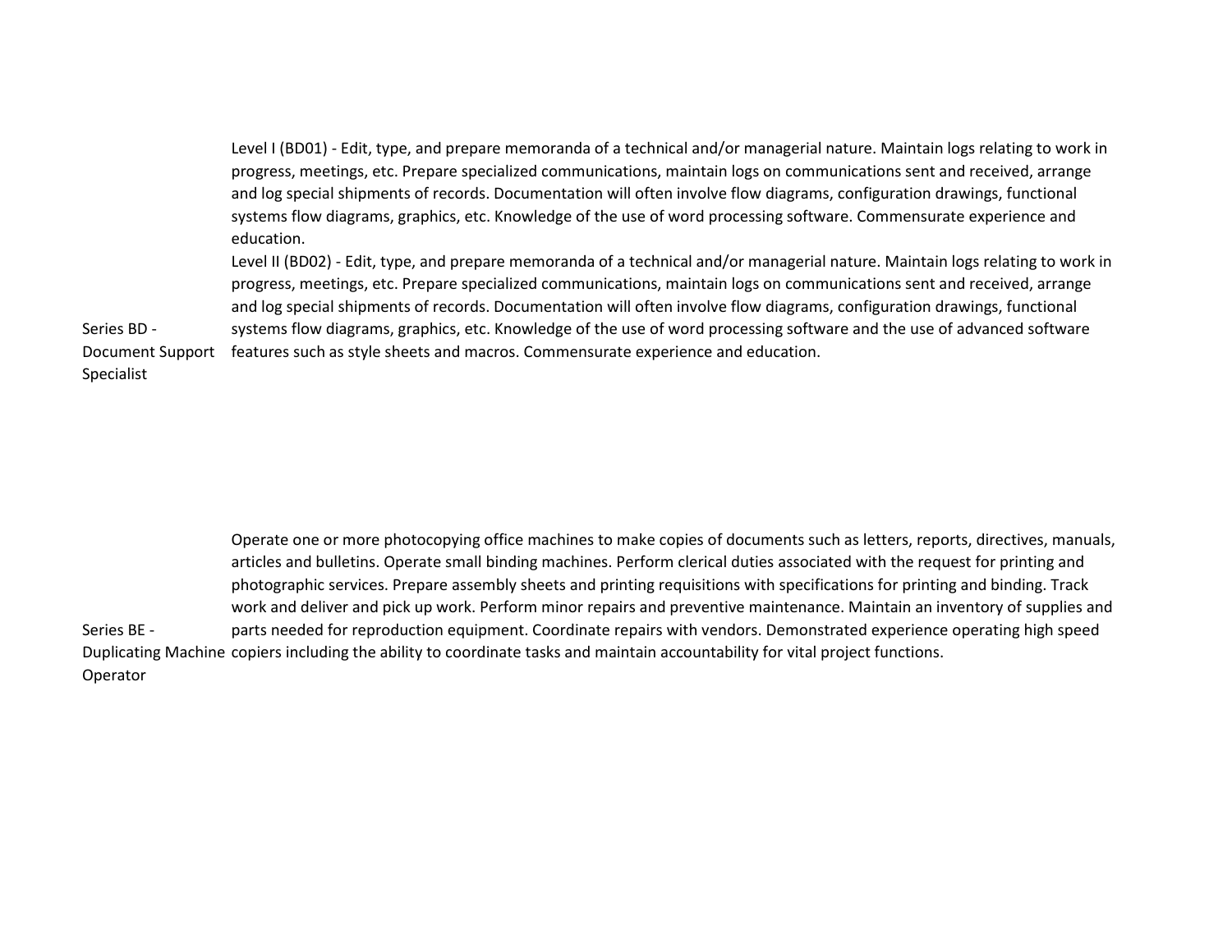| | |
|---|---|
| Series BD - Document Support Specialist | Level I (BD01) - Edit, type, and prepare memoranda of a technical and/or managerial nature. Maintain logs relating to work in progress, meetings, etc. Prepare specialized communications, maintain logs on communications sent and received, arrange and log special shipments of records. Documentation will often involve flow diagrams, configuration drawings, functional systems flow diagrams, graphics, etc. Knowledge of the use of word processing software. Commensurate experience and education.<br>Level II (BD02) - Edit, type, and prepare memoranda of a technical and/or managerial nature. Maintain logs relating to work in progress, meetings, etc. Prepare specialized communications, maintain logs on communications sent and received, arrange and log special shipments of records. Documentation will often involve flow diagrams, configuration drawings, functional systems flow diagrams, graphics, etc. Knowledge of the use of word processing software and the use of advanced software features such as style sheets and macros. Commensurate experience and education. |
| Series BE - Duplicating Machine Operator | Operate one or more photocopying office machines to make copies of documents such as letters, reports, directives, manuals, articles and bulletins. Operate small binding machines. Perform clerical duties associated with the request for printing and photographic services. Prepare assembly sheets and printing requisitions with specifications for printing and binding. Track work and deliver and pick up work. Perform minor repairs and preventive maintenance. Maintain an inventory of supplies and parts needed for reproduction equipment. Coordinate repairs with vendors. Demonstrated experience operating high speed copiers including the ability to coordinate tasks and maintain accountability for vital project functions. |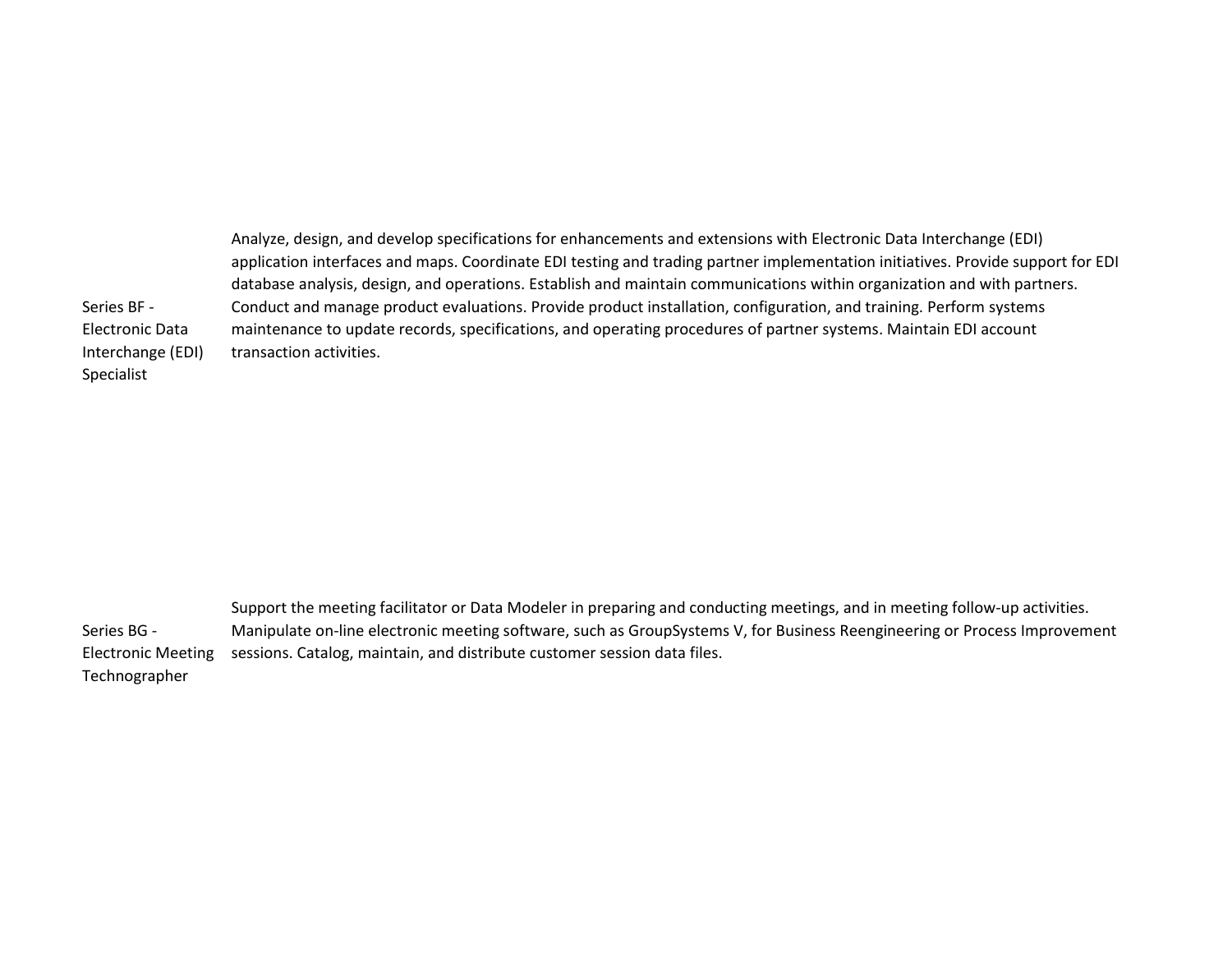| | |
|---|---|
| Series BF - Electronic Data Interchange (EDI) Specialist | Analyze, design, and develop specifications for enhancements and extensions with Electronic Data Interchange (EDI) application interfaces and maps. Coordinate EDI testing and trading partner implementation initiatives. Provide support for EDI database analysis, design, and operations. Establish and maintain communications within organization and with partners. Conduct and manage product evaluations. Provide product installation, configuration, and training. Perform systems maintenance to update records, specifications, and operating procedures of partner systems. Maintain EDI account transaction activities. |
| Series BG - Electronic Meeting Technographer | Support the meeting facilitator or Data Modeler in preparing and conducting meetings, and in meeting follow-up activities. Manipulate on-line electronic meeting software, such as GroupSystems V, for Business Reengineering or Process Improvement sessions. Catalog, maintain, and distribute customer session data files. |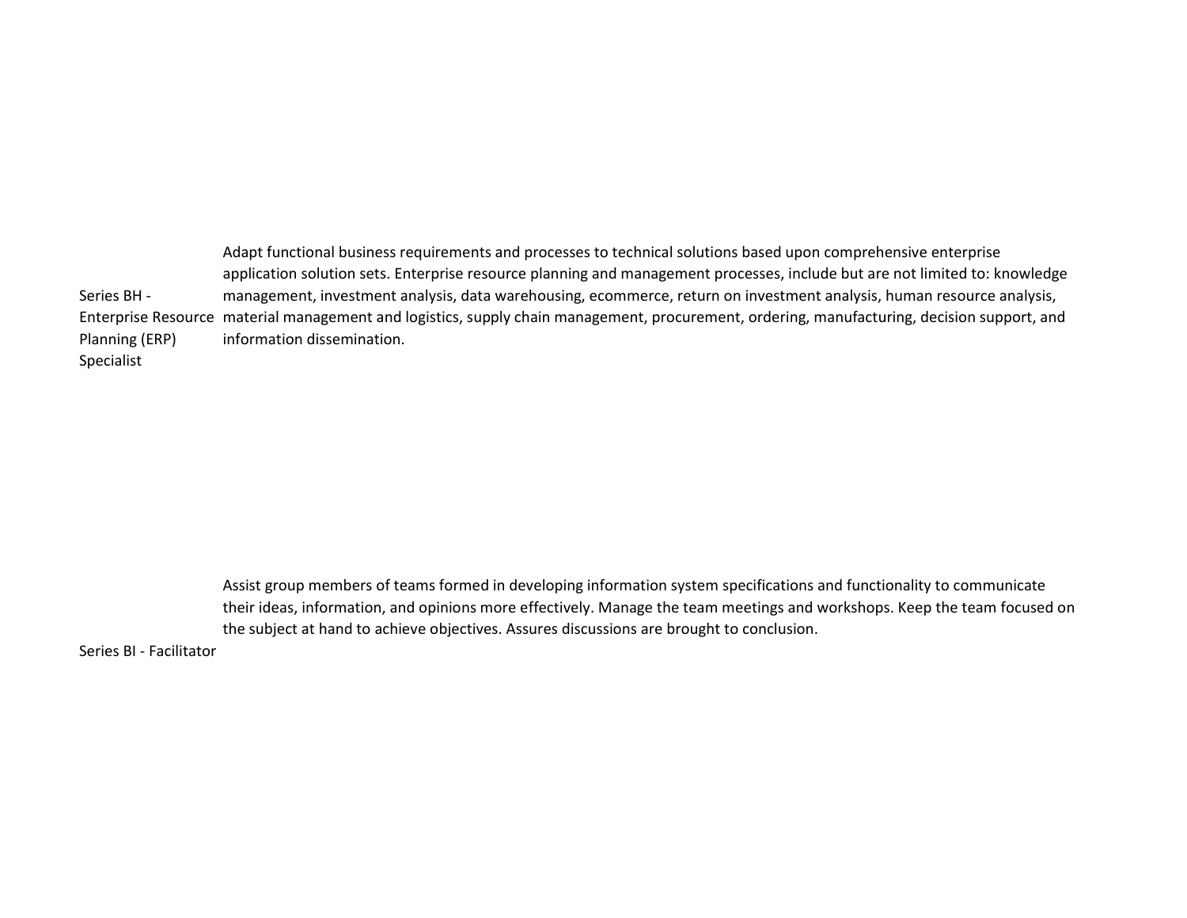| | |
|---|---|
| Series BH - Enterprise Resource Planning (ERP) Specialist | Adapt functional business requirements and processes to technical solutions based upon comprehensive enterprise application solution sets. Enterprise resource planning and management processes, include but are not limited to: knowledge management, investment analysis, data warehousing, ecommerce, return on investment analysis, human resource analysis, material management and logistics, supply chain management, procurement, ordering, manufacturing, decision support, and information dissemination. |
| Series BI - Facilitator | Assist group members of teams formed in developing information system specifications and functionality to communicate their ideas, information, and opinions more effectively. Manage the team meetings and workshops. Keep the team focused on the subject at hand to achieve objectives. Assures discussions are brought to conclusion. |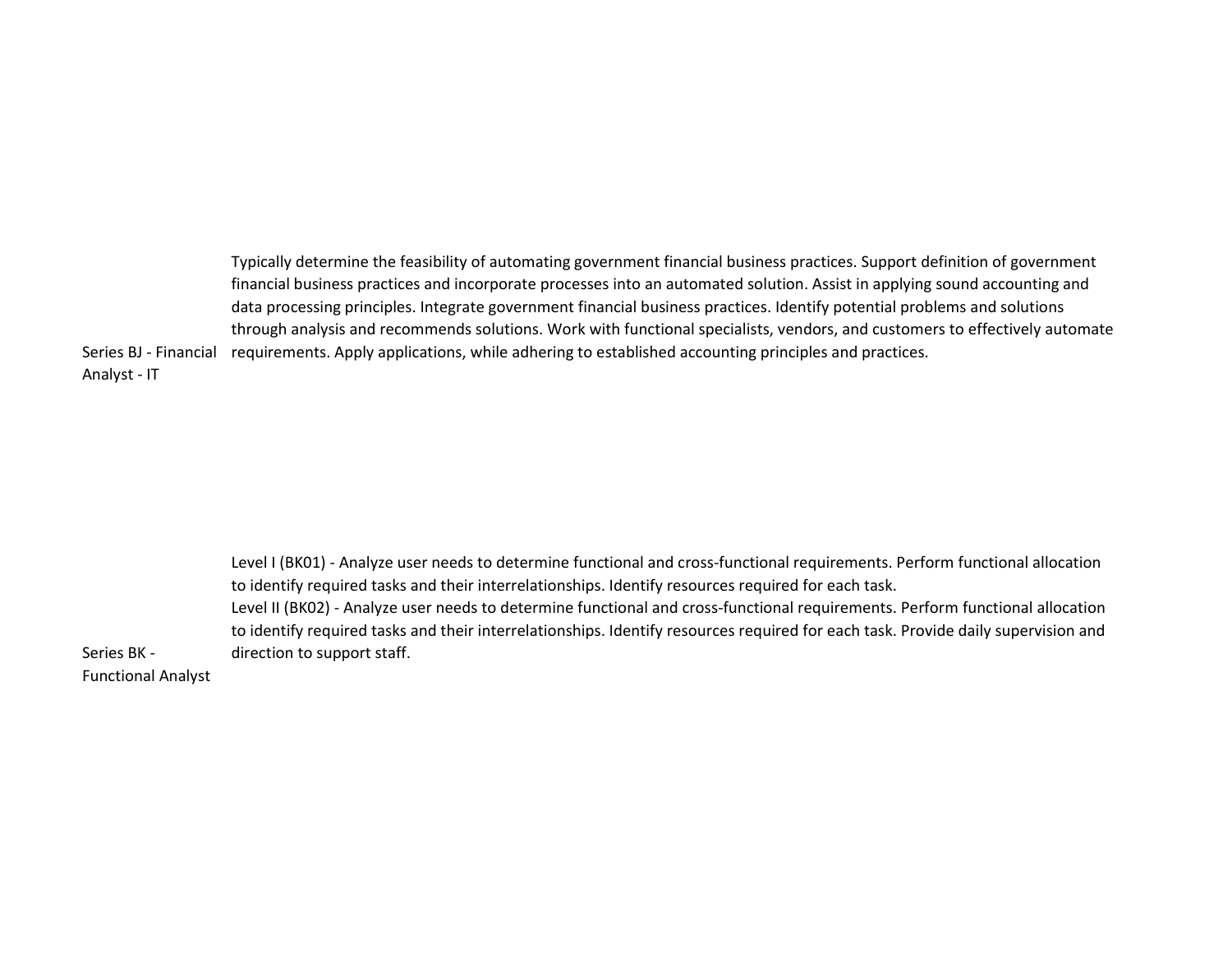| | |
|---|---|
| Series BJ - Financial Analyst - IT | Typically determine the feasibility of automating government financial business practices. Support definition of government financial business practices and incorporate processes into an automated solution. Assist in applying sound accounting and data processing principles. Integrate government financial business practices. Identify potential problems and solutions through analysis and recommends solutions. Work with functional specialists, vendors, and customers to effectively automate requirements. Apply applications, while adhering to established accounting principles and practices. |
| Series BK - Functional Analyst | Level I (BK01) - Analyze user needs to determine functional and cross-functional requirements. Perform functional allocation to identify required tasks and their interrelationships. Identify resources required for each task.<br>Level II (BK02) - Analyze user needs to determine functional and cross-functional requirements. Perform functional allocation to identify required tasks and their interrelationships. Identify resources required for each task. Provide daily supervision and direction to support staff. |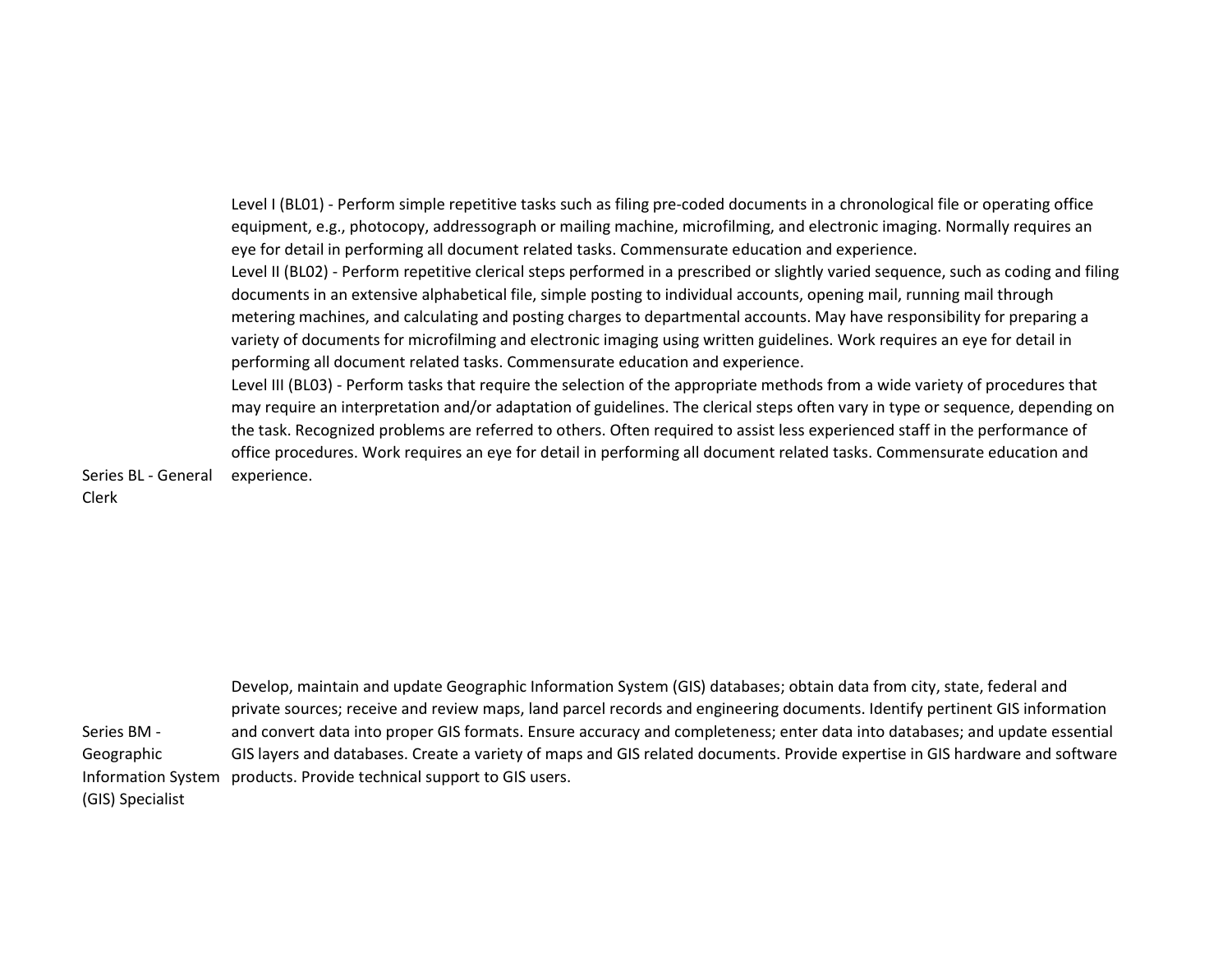| | |
|---|---|
| Series BL - General Clerk | Level I (BL01) - Perform simple repetitive tasks such as filing pre-coded documents in a chronological file or operating office equipment, e.g., photocopy, addressograph or mailing machine, microfilming, and electronic imaging. Normally requires an eye for detail in performing all document related tasks. Commensurate education and experience.<br>Level II (BL02) - Perform repetitive clerical steps performed in a prescribed or slightly varied sequence, such as coding and filing documents in an extensive alphabetical file, simple posting to individual accounts, opening mail, running mail through metering machines, and calculating and posting charges to departmental accounts. May have responsibility for preparing a variety of documents for microfilming and electronic imaging using written guidelines. Work requires an eye for detail in performing all document related tasks. Commensurate education and experience.<br>Level III (BL03) - Perform tasks that require the selection of the appropriate methods from a wide variety of procedures that may require an interpretation and/or adaptation of guidelines. The clerical steps often vary in type or sequence, depending on the task. Recognized problems are referred to others. Often required to assist less experienced staff in the performance of office procedures. Work requires an eye for detail in performing all document related tasks. Commensurate education and experience. |
| Series BM - Geographic Information System (GIS) Specialist | Develop, maintain and update Geographic Information System (GIS) databases; obtain data from city, state, federal and private sources; receive and review maps, land parcel records and engineering documents. Identify pertinent GIS information and convert data into proper GIS formats. Ensure accuracy and completeness; enter data into databases; and update essential GIS layers and databases. Create a variety of maps and GIS related documents. Provide expertise in GIS hardware and software products. Provide technical support to GIS users. |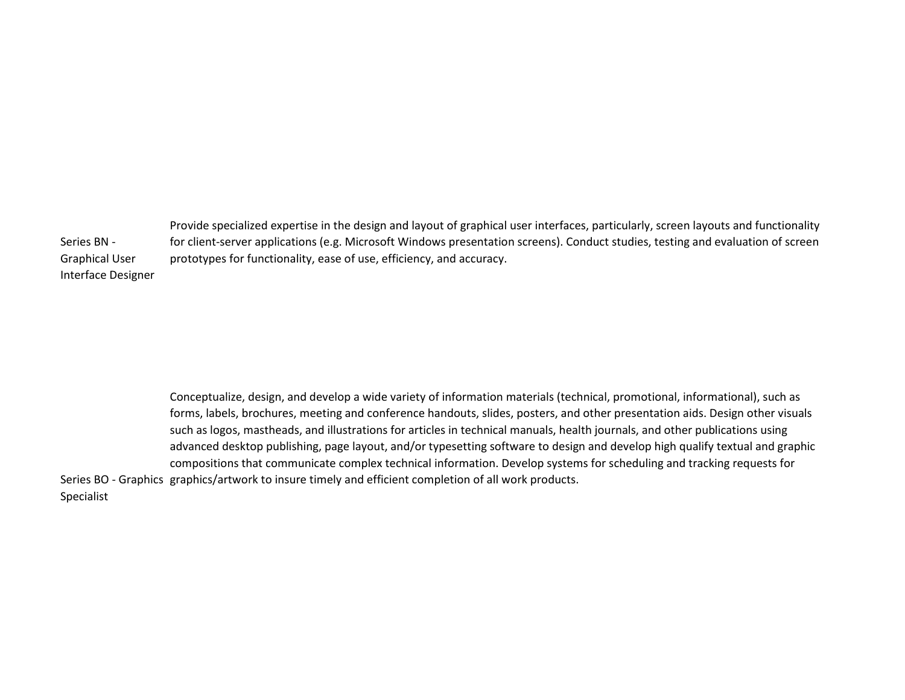| | |
|---|---|
| Series BN - Graphical User Interface Designer | Provide specialized expertise in the design and layout of graphical user interfaces, particularly, screen layouts and functionality for client-server applications (e.g. Microsoft Windows presentation screens). Conduct studies, testing and evaluation of screen prototypes for functionality, ease of use, efficiency, and accuracy. |
| Series BO - Graphics Specialist | Conceptualize, design, and develop a wide variety of information materials (technical, promotional, informational), such as forms, labels, brochures, meeting and conference handouts, slides, posters, and other presentation aids. Design other visuals such as logos, mastheads, and illustrations for articles in technical manuals, health journals, and other publications using advanced desktop publishing, page layout, and/or typesetting software to design and develop high qualify textual and graphic compositions that communicate complex technical information. Develop systems for scheduling and tracking requests for graphics/artwork to insure timely and efficient completion of all work products. |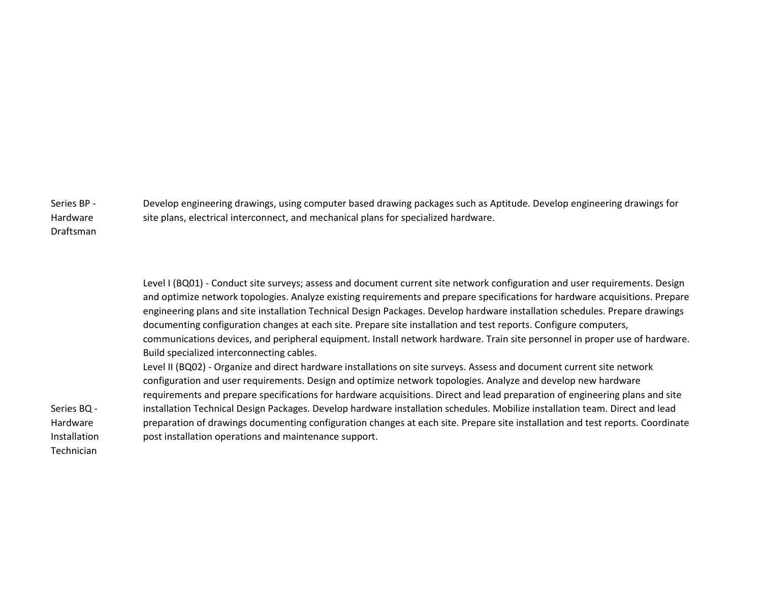| | |
|---|---|
| Series BP - Hardware Draftsman | Develop engineering drawings, using computer based drawing packages such as Aptitude. Develop engineering drawings for site plans, electrical interconnect, and mechanical plans for specialized hardware. |
| Series BQ - Hardware Installation Technician | Level I (BQ01) - Conduct site surveys; assess and document current site network configuration and user requirements. Design and optimize network topologies. Analyze existing requirements and prepare specifications for hardware acquisitions. Prepare engineering plans and site installation Technical Design Packages. Develop hardware installation schedules. Prepare drawings documenting configuration changes at each site. Prepare site installation and test reports. Configure computers, communications devices, and peripheral equipment. Install network hardware. Train site personnel in proper use of hardware. Build specialized interconnecting cables.<br>Level II (BQ02) - Organize and direct hardware installations on site surveys. Assess and document current site network configuration and user requirements. Design and optimize network topologies. Analyze and develop new hardware requirements and prepare specifications for hardware acquisitions. Direct and lead preparation of engineering plans and site installation Technical Design Packages. Develop hardware installation schedules. Mobilize installation team. Direct and lead preparation of drawings documenting configuration changes at each site. Prepare site installation and test reports. Coordinate post installation operations and maintenance support. |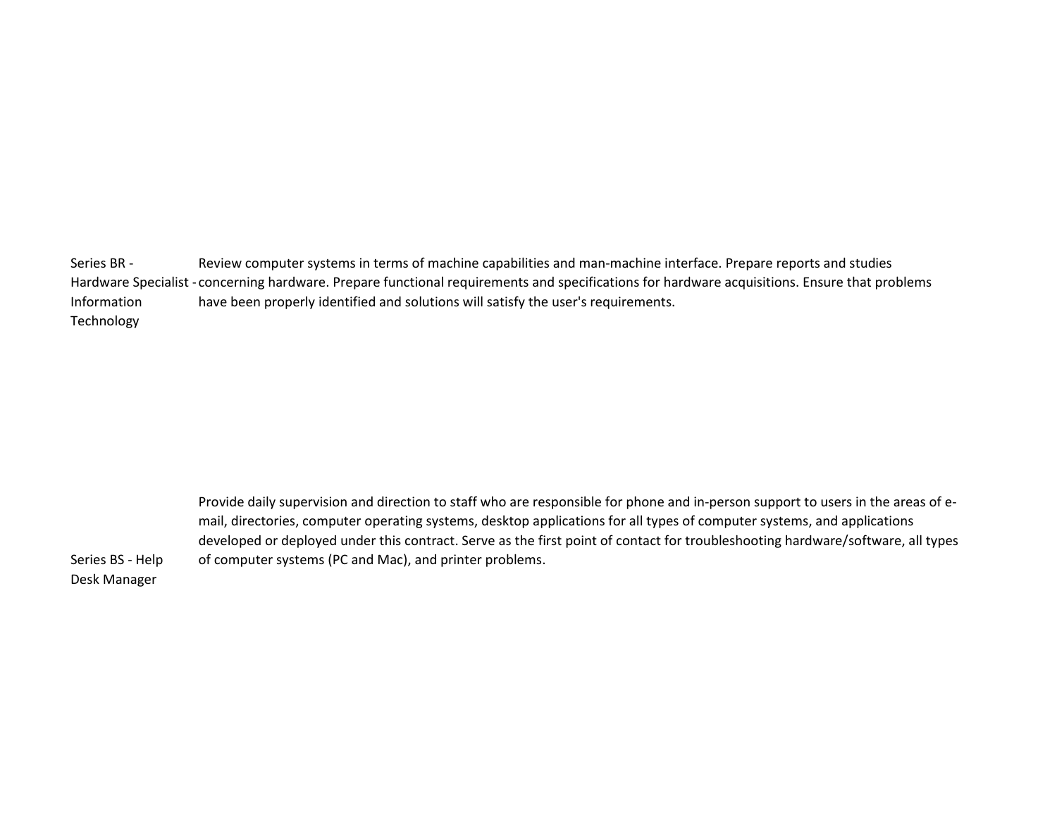| | |
|---|---|
| Series BR - Hardware Specialist - Information Technology | Review computer systems in terms of machine capabilities and man-machine interface. Prepare reports and studies concerning hardware. Prepare functional requirements and specifications for hardware acquisitions. Ensure that problems have been properly identified and solutions will satisfy the user's requirements. |
| Series BS - Help Desk Manager | Provide daily supervision and direction to staff who are responsible for phone and in-person support to users in the areas of e-mail, directories, computer operating systems, desktop applications for all types of computer systems, and applications developed or deployed under this contract. Serve as the first point of contact for troubleshooting hardware/software, all types of computer systems (PC and Mac), and printer problems. |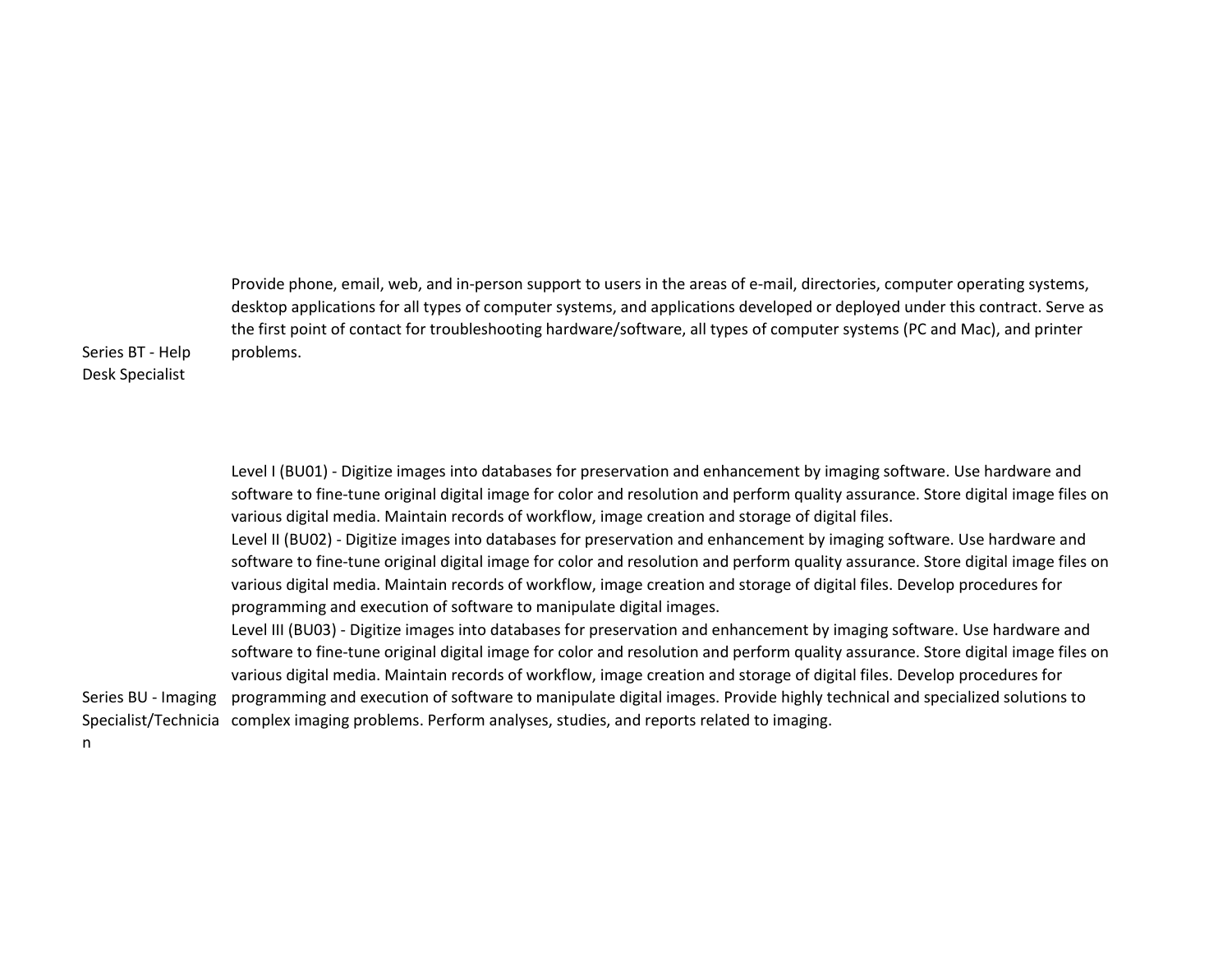| | |
|---|---|
| Series BT - Help Desk Specialist | Provide phone, email, web, and in-person support to users in the areas of e-mail, directories, computer operating systems, desktop applications for all types of computer systems, and applications developed or deployed under this contract. Serve as the first point of contact for troubleshooting hardware/software, all types of computer systems (PC and Mac), and printer problems. |
| Series BU - Imaging Specialist/Technician | Level I (BU01) - Digitize images into databases for preservation and enhancement by imaging software. Use hardware and software to fine-tune original digital image for color and resolution and perform quality assurance. Store digital image files on various digital media. Maintain records of workflow, image creation and storage of digital files.<br>Level II (BU02) - Digitize images into databases for preservation and enhancement by imaging software. Use hardware and software to fine-tune original digital image for color and resolution and perform quality assurance. Store digital image files on various digital media. Maintain records of workflow, image creation and storage of digital files. Develop procedures for programming and execution of software to manipulate digital images.<br>Level III (BU03) - Digitize images into databases for preservation and enhancement by imaging software. Use hardware and software to fine-tune original digital image for color and resolution and perform quality assurance. Store digital image files on various digital media. Maintain records of workflow, image creation and storage of digital files. Develop procedures for programming and execution of software to manipulate digital images. Provide highly technical and specialized solutions to complex imaging problems. Perform analyses, studies, and reports related to imaging. |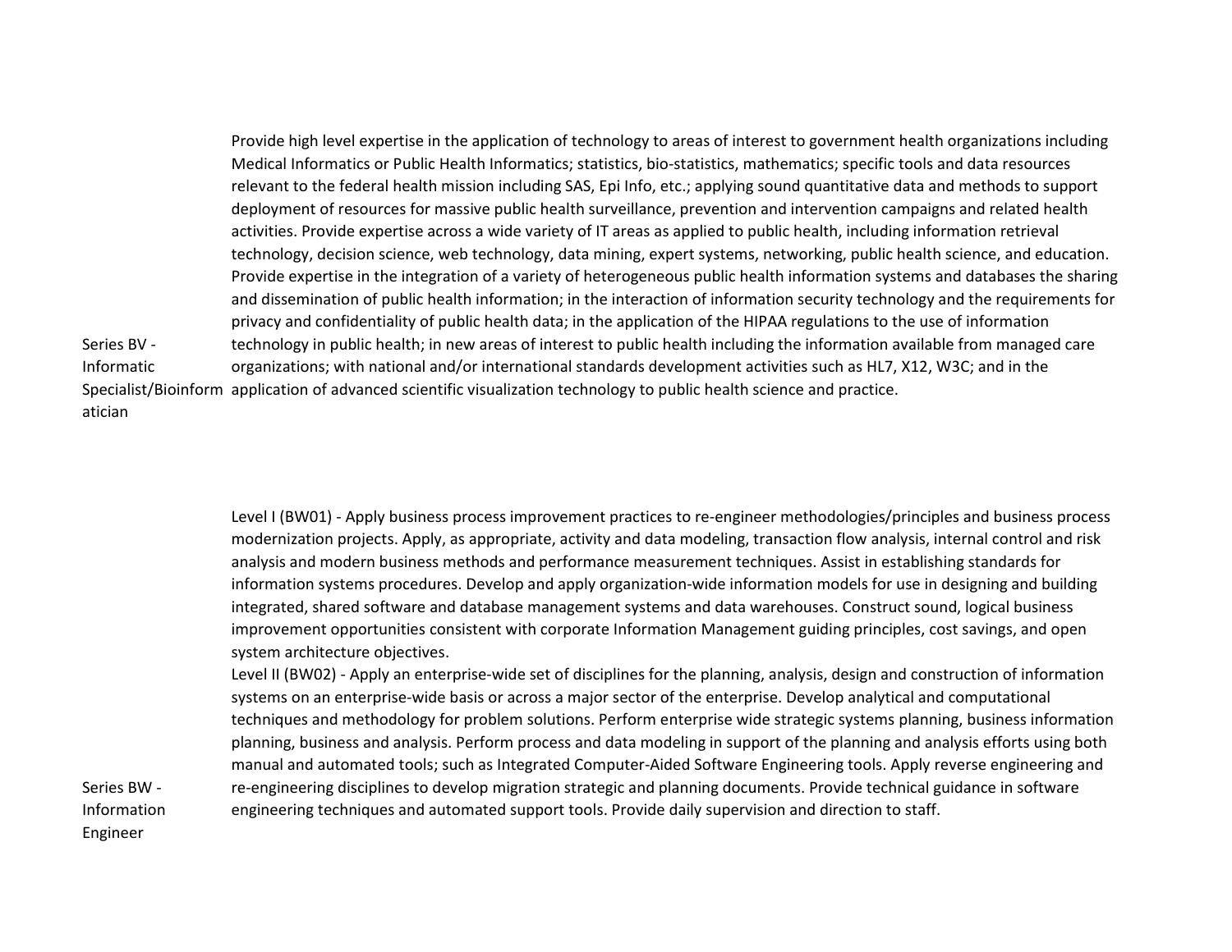| | |
|---|---|
| Series BV - Informatic Specialist/Bioinformatician | Provide high level expertise in the application of technology to areas of interest to government health organizations including Medical Informatics or Public Health Informatics; statistics, bio-statistics, mathematics; specific tools and data resources relevant to the federal health mission including SAS, Epi Info, etc.; applying sound quantitative data and methods to support deployment of resources for massive public health surveillance, prevention and intervention campaigns and related health activities. Provide expertise across a wide variety of IT areas as applied to public health, including information retrieval technology, decision science, web technology, data mining, expert systems, networking, public health science, and education. Provide expertise in the integration of a variety of heterogeneous public health information systems and databases the sharing and dissemination of public health information; in the interaction of information security technology and the requirements for privacy and confidentiality of public health data; in the application of the HIPAA regulations to the use of information technology in public health; in new areas of interest to public health including the information available from managed care organizations; with national and/or international standards development activities such as HL7, X12, W3C; and in the application of advanced scientific visualization technology to public health science and practice. |
| Series BW - Information Engineer | Level I (BW01) - Apply business process improvement practices to re-engineer methodologies/principles and business process modernization projects. Apply, as appropriate, activity and data modeling, transaction flow analysis, internal control and risk analysis and modern business methods and performance measurement techniques. Assist in establishing standards for information systems procedures. Develop and apply organization-wide information models for use in designing and building integrated, shared software and database management systems and data warehouses. Construct sound, logical business improvement opportunities consistent with corporate Information Management guiding principles, cost savings, and open system architecture objectives.<br>Level II (BW02) - Apply an enterprise-wide set of disciplines for the planning, analysis, design and construction of information systems on an enterprise-wide basis or across a major sector of the enterprise. Develop analytical and computational techniques and methodology for problem solutions. Perform enterprise wide strategic systems planning, business information planning, business and analysis. Perform process and data modeling in support of the planning and analysis efforts using both manual and automated tools; such as Integrated Computer-Aided Software Engineering tools. Apply reverse engineering and re-engineering disciplines to develop migration strategic and planning documents. Provide technical guidance in software engineering techniques and automated support tools. Provide daily supervision and direction to staff. |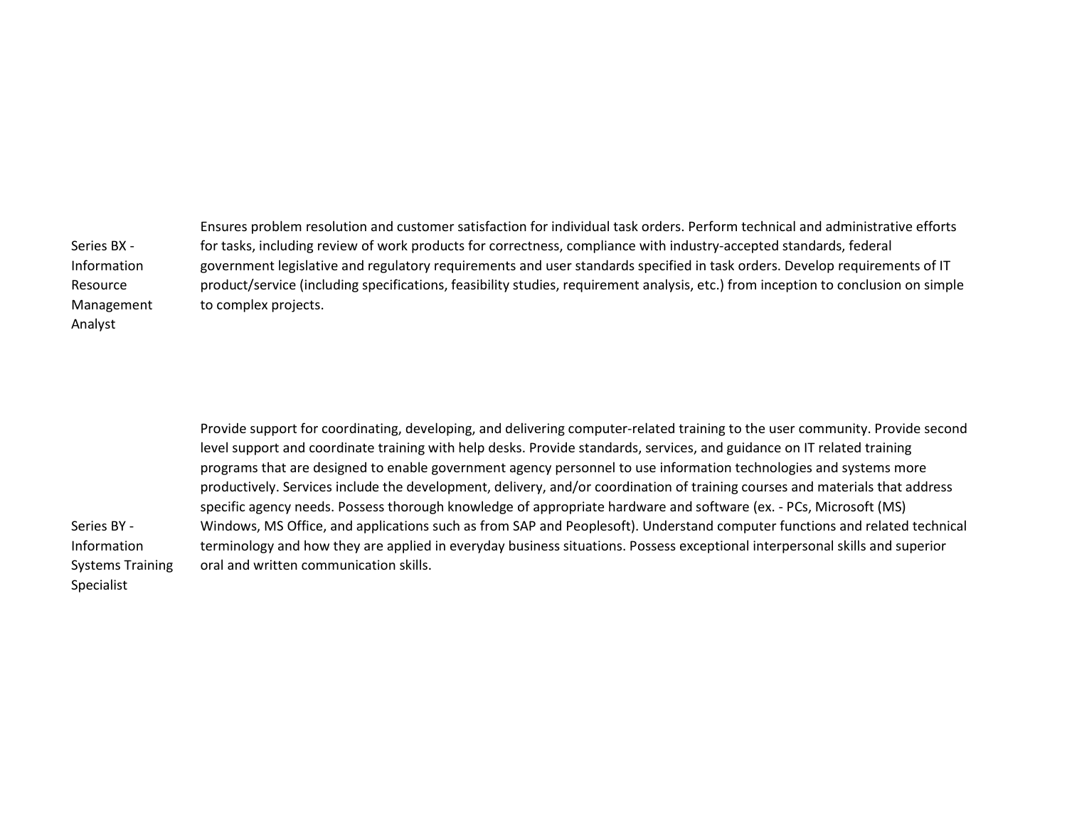| | |
|---|---|
| Series BX - Information Resource Management Analyst | Ensures problem resolution and customer satisfaction for individual task orders. Perform technical and administrative efforts for tasks, including review of work products for correctness, compliance with industry-accepted standards, federal government legislative and regulatory requirements and user standards specified in task orders. Develop requirements of IT product/service (including specifications, feasibility studies, requirement analysis, etc.) from inception to conclusion on simple to complex projects. |
| Series BY - Information Systems Training Specialist | Provide support for coordinating, developing, and delivering computer-related training to the user community. Provide second level support and coordinate training with help desks. Provide standards, services, and guidance on IT related training programs that are designed to enable government agency personnel to use information technologies and systems more productively. Services include the development, delivery, and/or coordination of training courses and materials that address specific agency needs. Possess thorough knowledge of appropriate hardware and software (ex. - PCs, Microsoft (MS) Windows, MS Office, and applications such as from SAP and Peoplesoft). Understand computer functions and related technical terminology and how they are applied in everyday business situations. Possess exceptional interpersonal skills and superior oral and written communication skills. |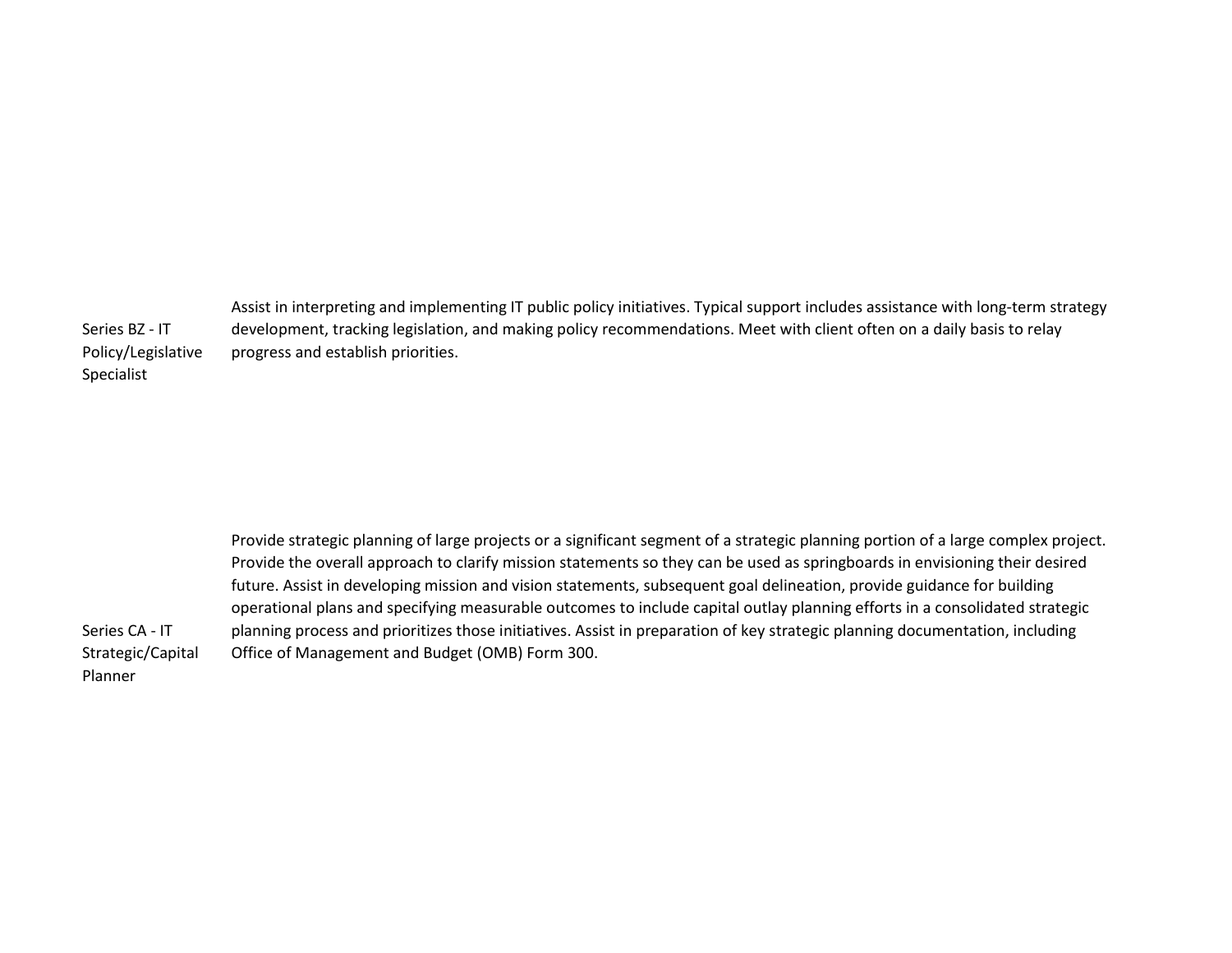| | |
|---|---|
| Series BZ - IT Policy/Legislative Specialist | Assist in interpreting and implementing IT public policy initiatives. Typical support includes assistance with long-term strategy development, tracking legislation, and making policy recommendations. Meet with client often on a daily basis to relay progress and establish priorities. |
| Series CA - IT Strategic/Capital Planner | Provide strategic planning of large projects or a significant segment of a strategic planning portion of a large complex project. Provide the overall approach to clarify mission statements so they can be used as springboards in envisioning their desired future. Assist in developing mission and vision statements, subsequent goal delineation, provide guidance for building operational plans and specifying measurable outcomes to include capital outlay planning efforts in a consolidated strategic planning process and prioritizes those initiatives. Assist in preparation of key strategic planning documentation, including Office of Management and Budget (OMB) Form 300. |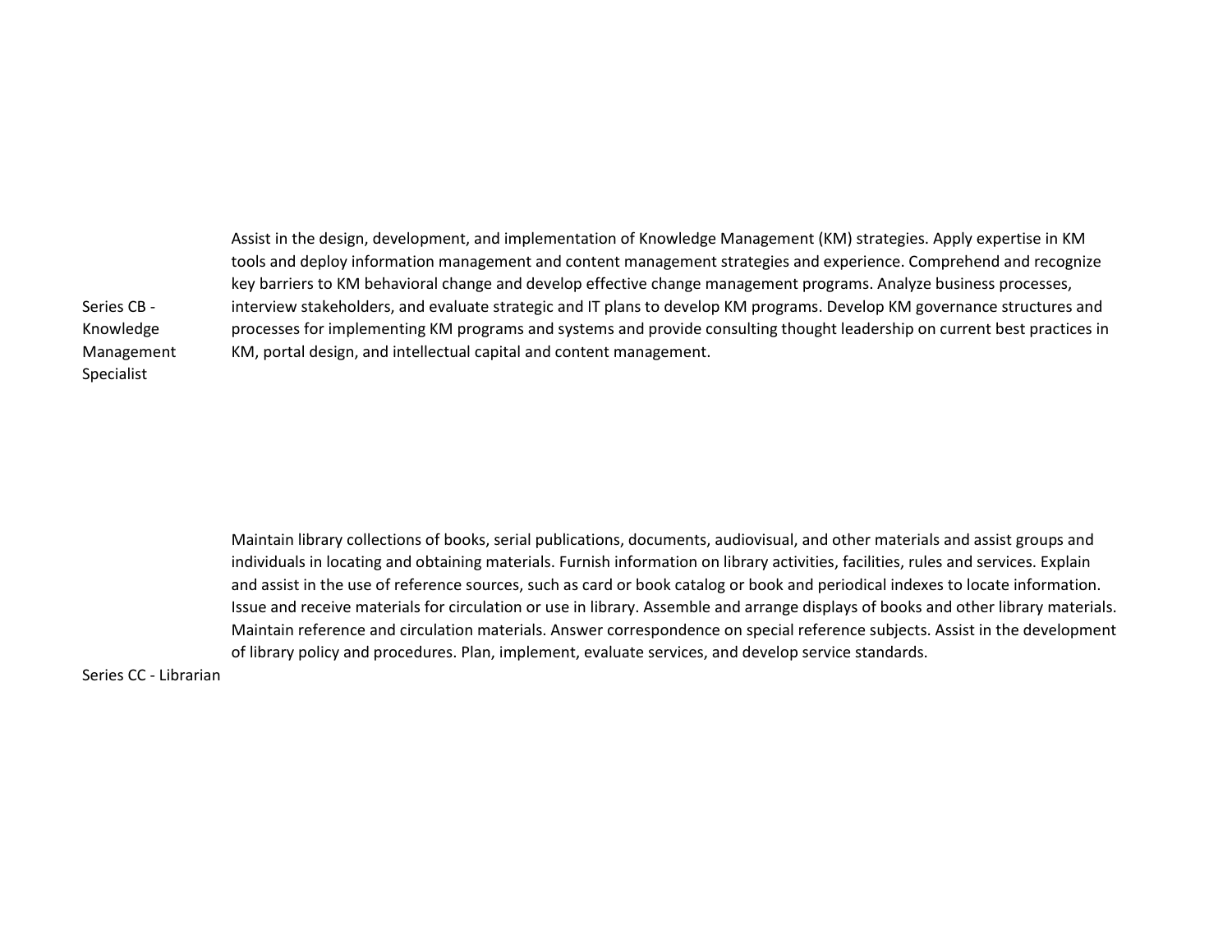| | |
|---|---|
| Series CB - Knowledge Management Specialist | Assist in the design, development, and implementation of Knowledge Management (KM) strategies. Apply expertise in KM tools and deploy information management and content management strategies and experience. Comprehend and recognize key barriers to KM behavioral change and develop effective change management programs. Analyze business processes, interview stakeholders, and evaluate strategic and IT plans to develop KM programs. Develop KM governance structures and processes for implementing KM programs and systems and provide consulting thought leadership on current best practices in KM, portal design, and intellectual capital and content management. |
| Series CC - Librarian | Maintain library collections of books, serial publications, documents, audiovisual, and other materials and assist groups and individuals in locating and obtaining materials. Furnish information on library activities, facilities, rules and services. Explain and assist in the use of reference sources, such as card or book catalog or book and periodical indexes to locate information. Issue and receive materials for circulation or use in library. Assemble and arrange displays of books and other library materials. Maintain reference and circulation materials. Answer correspondence on special reference subjects. Assist in the development of library policy and procedures. Plan, implement, evaluate services, and develop service standards. |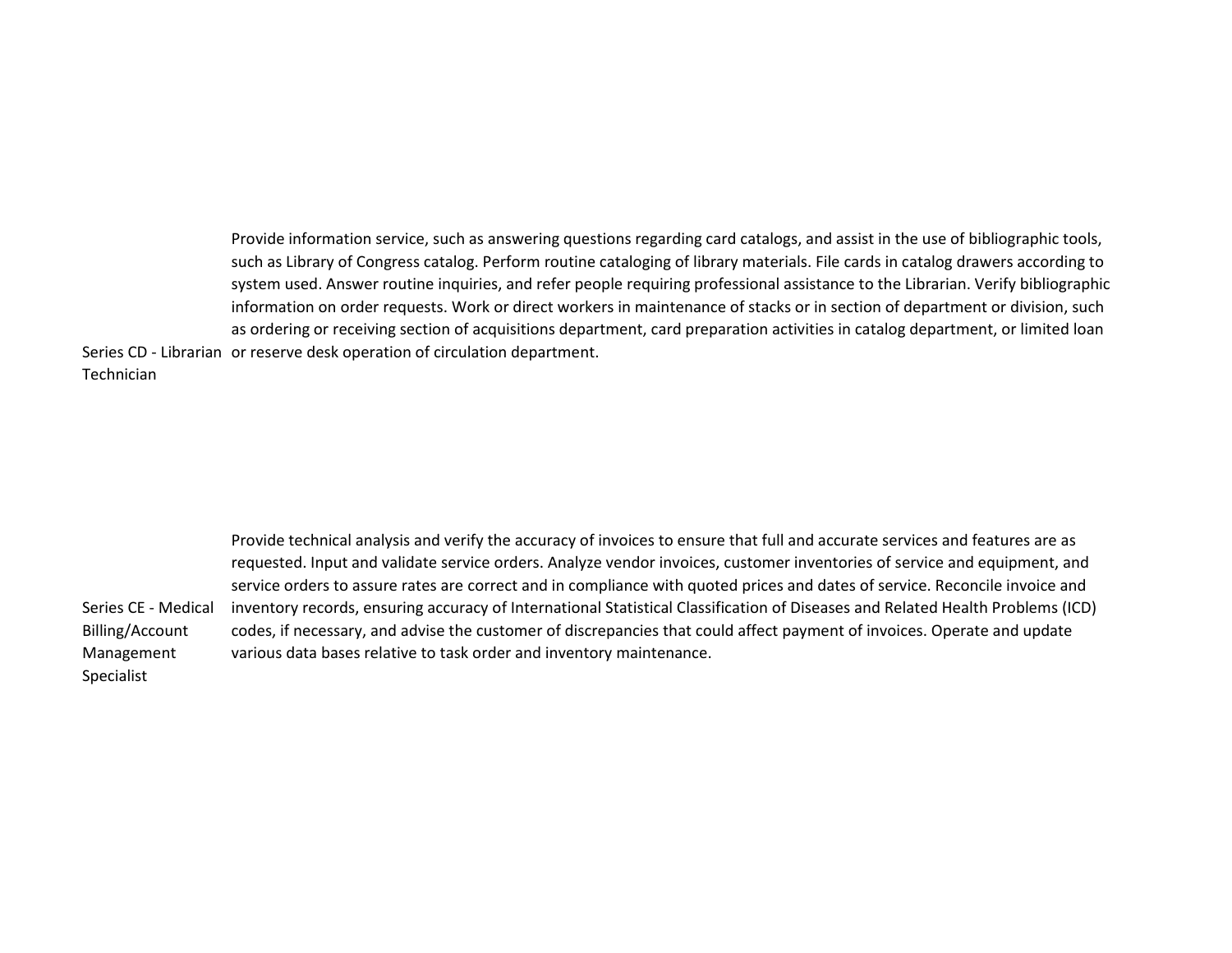| | |
|---|---|
| Series CD - Librarian Technician | Provide information service, such as answering questions regarding card catalogs, and assist in the use of bibliographic tools, such as Library of Congress catalog. Perform routine cataloging of library materials. File cards in catalog drawers according to system used. Answer routine inquiries, and refer people requiring professional assistance to the Librarian. Verify bibliographic information on order requests. Work or direct workers in maintenance of stacks or in section of department or division, such as ordering or receiving section of acquisitions department, card preparation activities in catalog department, or limited loan or reserve desk operation of circulation department. |
| Series CE - Medical Billing/Account Management Specialist | Provide technical analysis and verify the accuracy of invoices to ensure that full and accurate services and features are as requested. Input and validate service orders. Analyze vendor invoices, customer inventories of service and equipment, and service orders to assure rates are correct and in compliance with quoted prices and dates of service. Reconcile invoice and inventory records, ensuring accuracy of International Statistical Classification of Diseases and Related Health Problems (ICD) codes, if necessary, and advise the customer of discrepancies that could affect payment of invoices. Operate and update various data bases relative to task order and inventory maintenance. |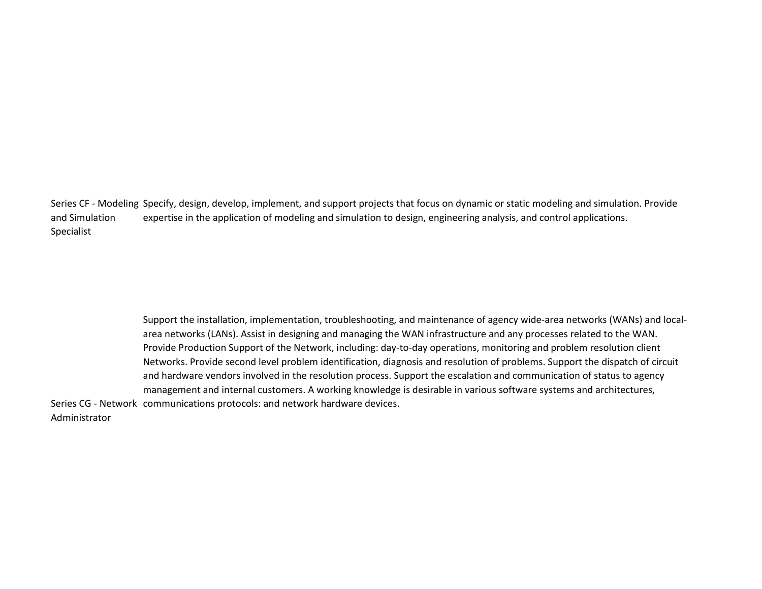| | |
|---|---|
| Series CF - Modeling and Simulation Specialist | Specify, design, develop, implement, and support projects that focus on dynamic or static modeling and simulation. Provide expertise in the application of modeling and simulation to design, engineering analysis, and control applications. |
| Series CG - Network Administrator | Support the installation, implementation, troubleshooting, and maintenance of agency wide-area networks (WANs) and local-area networks (LANs). Assist in designing and managing the WAN infrastructure and any processes related to the WAN. Provide Production Support of the Network, including: day-to-day operations, monitoring and problem resolution client Networks. Provide second level problem identification, diagnosis and resolution of problems. Support the dispatch of circuit and hardware vendors involved in the resolution process. Support the escalation and communication of status to agency management and internal customers. A working knowledge is desirable in various software systems and architectures, communications protocols: and network hardware devices. |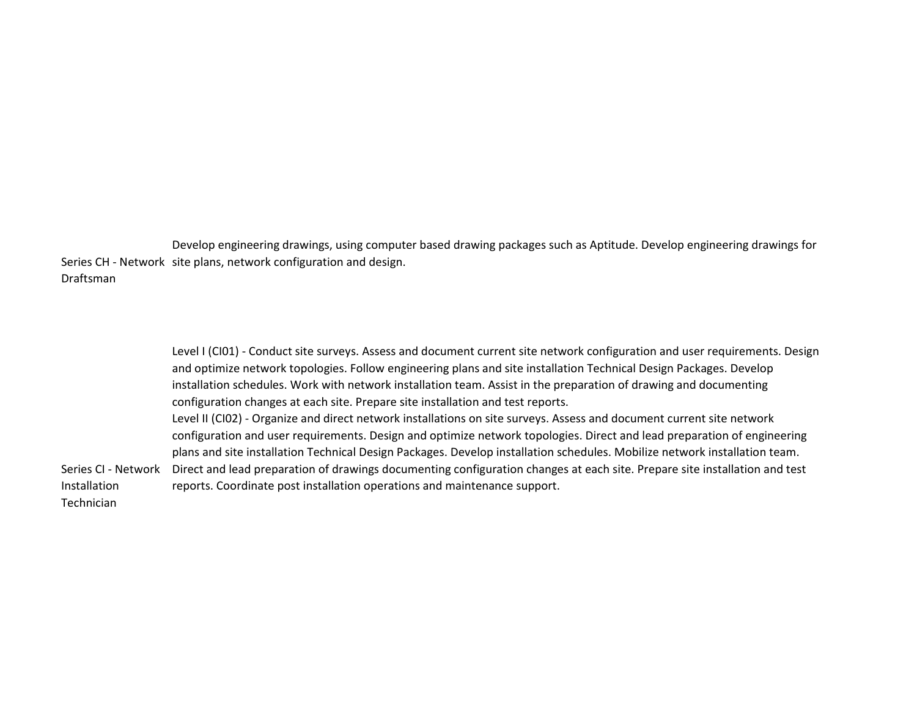| | |
|---|---|
| Series CH - Network Draftsman | Develop engineering drawings, using computer based drawing packages such as Aptitude. Develop engineering drawings for site plans, network configuration and design. |
| Series CI - Network Installation Technician | Level I (CI01) - Conduct site surveys. Assess and document current site network configuration and user requirements. Design and optimize network topologies. Follow engineering plans and site installation Technical Design Packages. Develop installation schedules. Work with network installation team. Assist in the preparation of drawing and documenting configuration changes at each site. Prepare site installation and test reports.<br>Level II (CI02) - Organize and direct network installations on site surveys. Assess and document current site network configuration and user requirements. Design and optimize network topologies. Direct and lead preparation of engineering plans and site installation Technical Design Packages. Develop installation schedules. Mobilize network installation team. Direct and lead preparation of drawings documenting configuration changes at each site. Prepare site installation and test reports. Coordinate post installation operations and maintenance support. |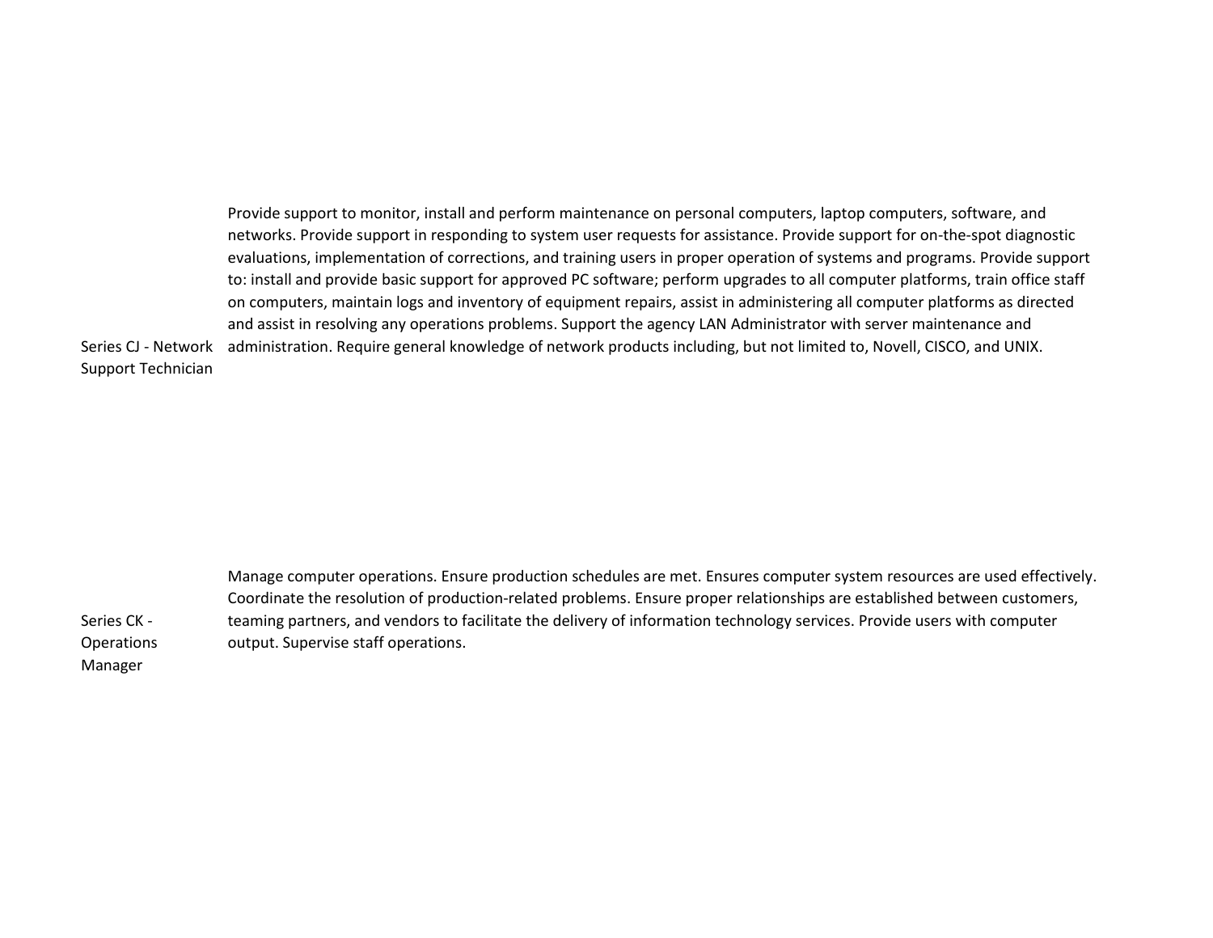| | |
|---|---|
| Series CJ - Network Support Technician | Provide support to monitor, install and perform maintenance on personal computers, laptop computers, software, and networks. Provide support in responding to system user requests for assistance. Provide support for on-the-spot diagnostic evaluations, implementation of corrections, and training users in proper operation of systems and programs. Provide support to: install and provide basic support for approved PC software; perform upgrades to all computer platforms, train office staff on computers, maintain logs and inventory of equipment repairs, assist in administering all computer platforms as directed and assist in resolving any operations problems. Support the agency LAN Administrator with server maintenance and administration. Require general knowledge of network products including, but not limited to, Novell, CISCO, and UNIX. |
| Series CK - Operations Manager | Manage computer operations. Ensure production schedules are met. Ensures computer system resources are used effectively. Coordinate the resolution of production-related problems. Ensure proper relationships are established between customers, teaming partners, and vendors to facilitate the delivery of information technology services. Provide users with computer output. Supervise staff operations. |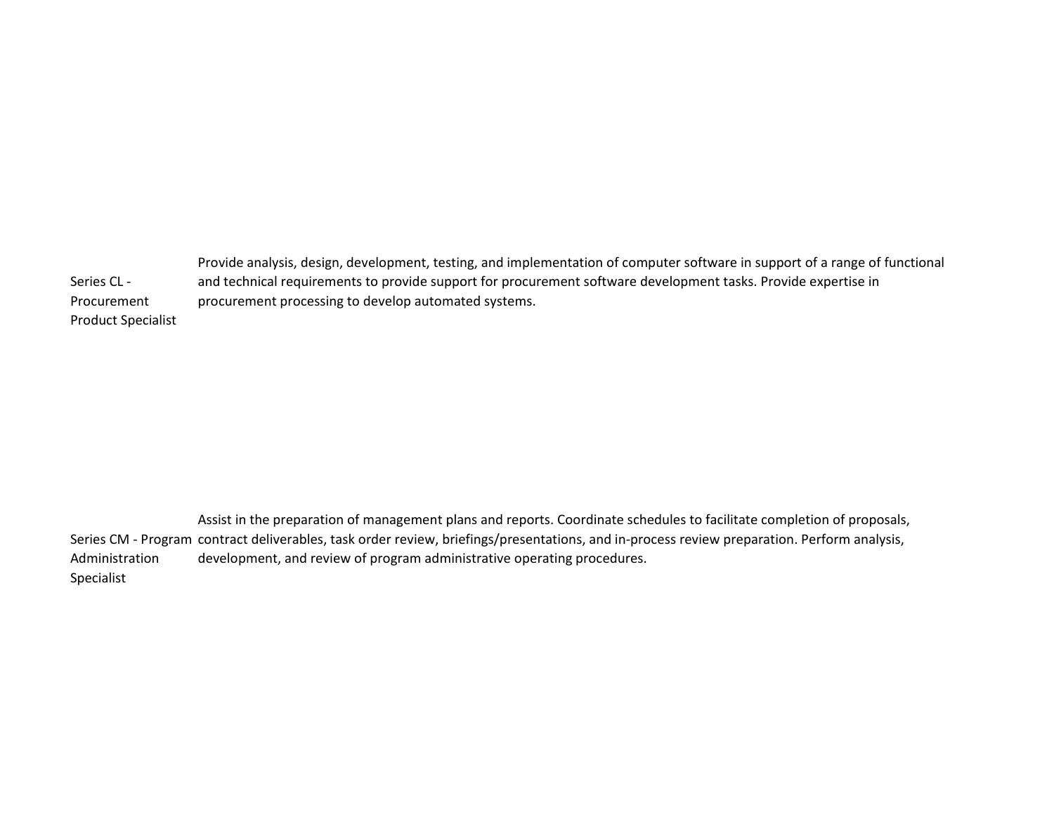| | |
|---|---|
| Series CL - Procurement Product Specialist | Provide analysis, design, development, testing, and implementation of computer software in support of a range of functional and technical requirements to provide support for procurement software development tasks. Provide expertise in procurement processing to develop automated systems. |
| Series CM - Program Administration Specialist | Assist in the preparation of management plans and reports. Coordinate schedules to facilitate completion of proposals, contract deliverables, task order review, briefings/presentations, and in-process review preparation. Perform analysis, development, and review of program administrative operating procedures. |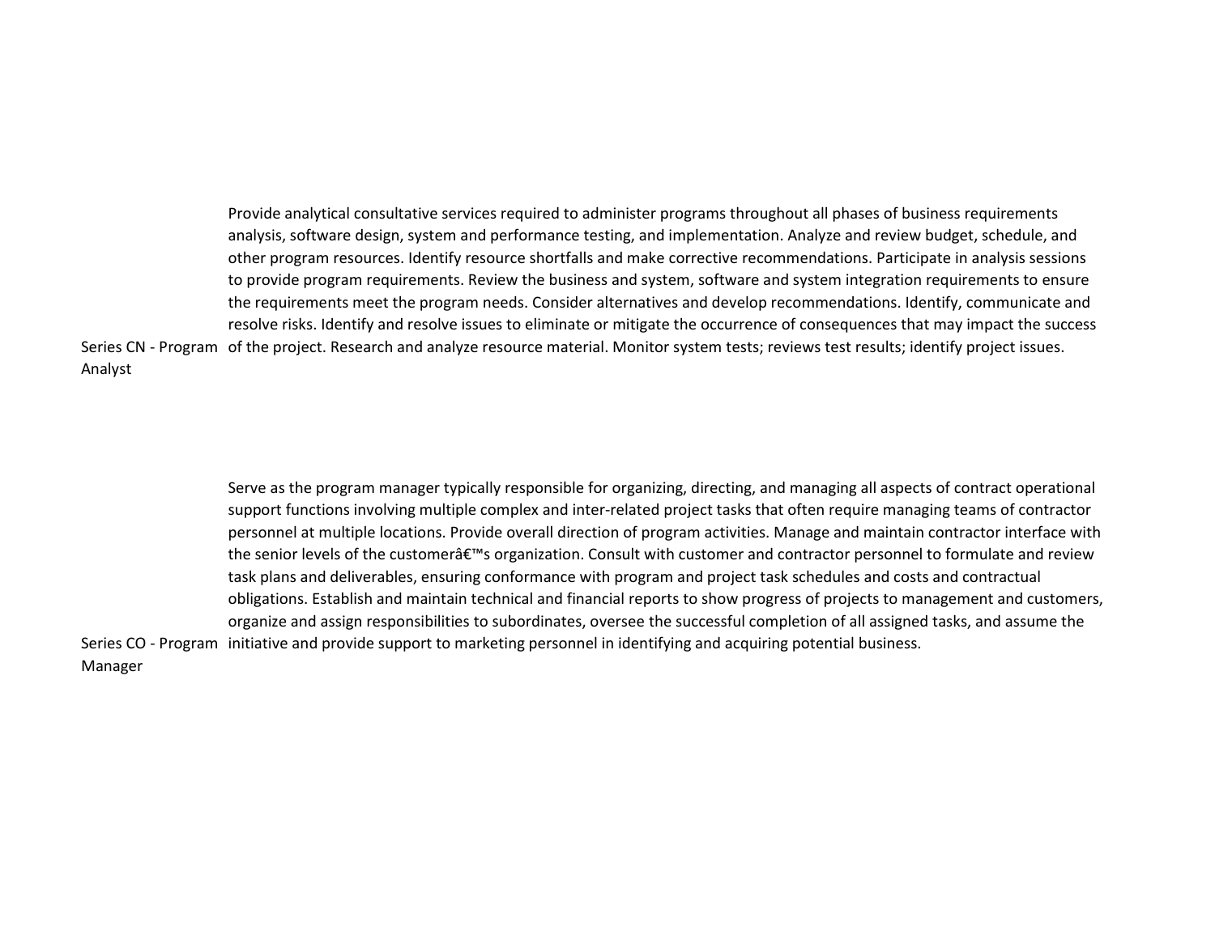| | |
|---|---|
| Series CN - Program Analyst | Provide analytical consultative services required to administer programs throughout all phases of business requirements analysis, software design, system and performance testing, and implementation. Analyze and review budget, schedule, and other program resources. Identify resource shortfalls and make corrective recommendations. Participate in analysis sessions to provide program requirements. Review the business and system, software and system integration requirements to ensure the requirements meet the program needs. Consider alternatives and develop recommendations. Identify, communicate and resolve risks. Identify and resolve issues to eliminate or mitigate the occurrence of consequences that may impact the success of the project. Research and analyze resource material. Monitor system tests; reviews test results; identify project issues. |
| Series CO - Program Manager | Serve as the program manager typically responsible for organizing, directing, and managing all aspects of contract operational support functions involving multiple complex and inter-related project tasks that often require managing teams of contractor personnel at multiple locations. Provide overall direction of program activities. Manage and maintain contractor interface with the senior levels of the customerâ€™s organization. Consult with customer and contractor personnel to formulate and review task plans and deliverables, ensuring conformance with program and project task schedules and costs and contractual obligations. Establish and maintain technical and financial reports to show progress of projects to management and customers, organize and assign responsibilities to subordinates, oversee the successful completion of all assigned tasks, and assume the initiative and provide support to marketing personnel in identifying and acquiring potential business. |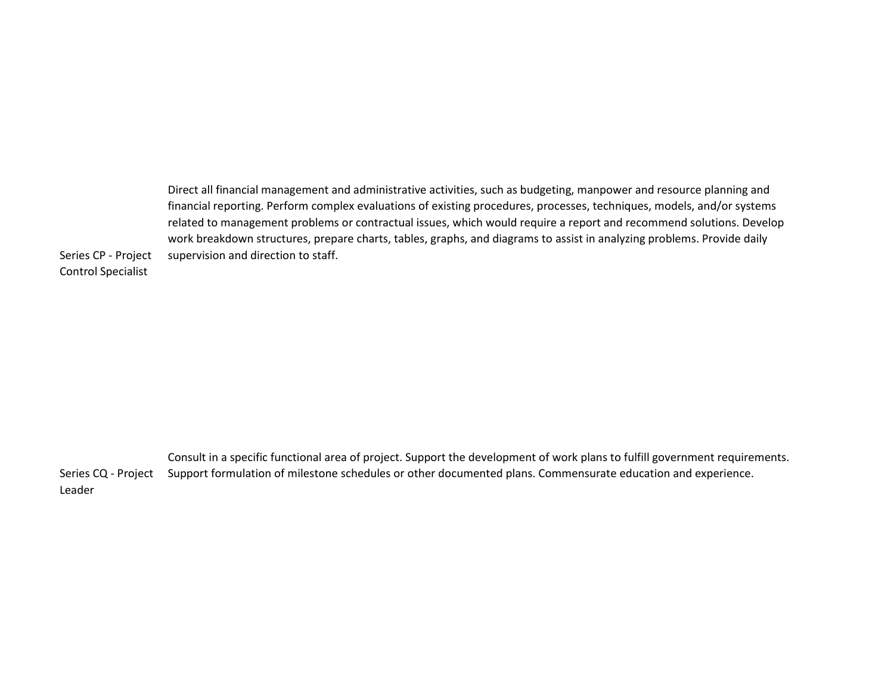| | |
|---|---|
| Series CP - Project Control Specialist | Direct all financial management and administrative activities, such as budgeting, manpower and resource planning and financial reporting. Perform complex evaluations of existing procedures, processes, techniques, models, and/or systems related to management problems or contractual issues, which would require a report and recommend solutions. Develop work breakdown structures, prepare charts, tables, graphs, and diagrams to assist in analyzing problems. Provide daily supervision and direction to staff. |
| Series CQ - Project Leader | Consult in a specific functional area of project. Support the development of work plans to fulfill government requirements. Support formulation of milestone schedules or other documented plans. Commensurate education and experience. |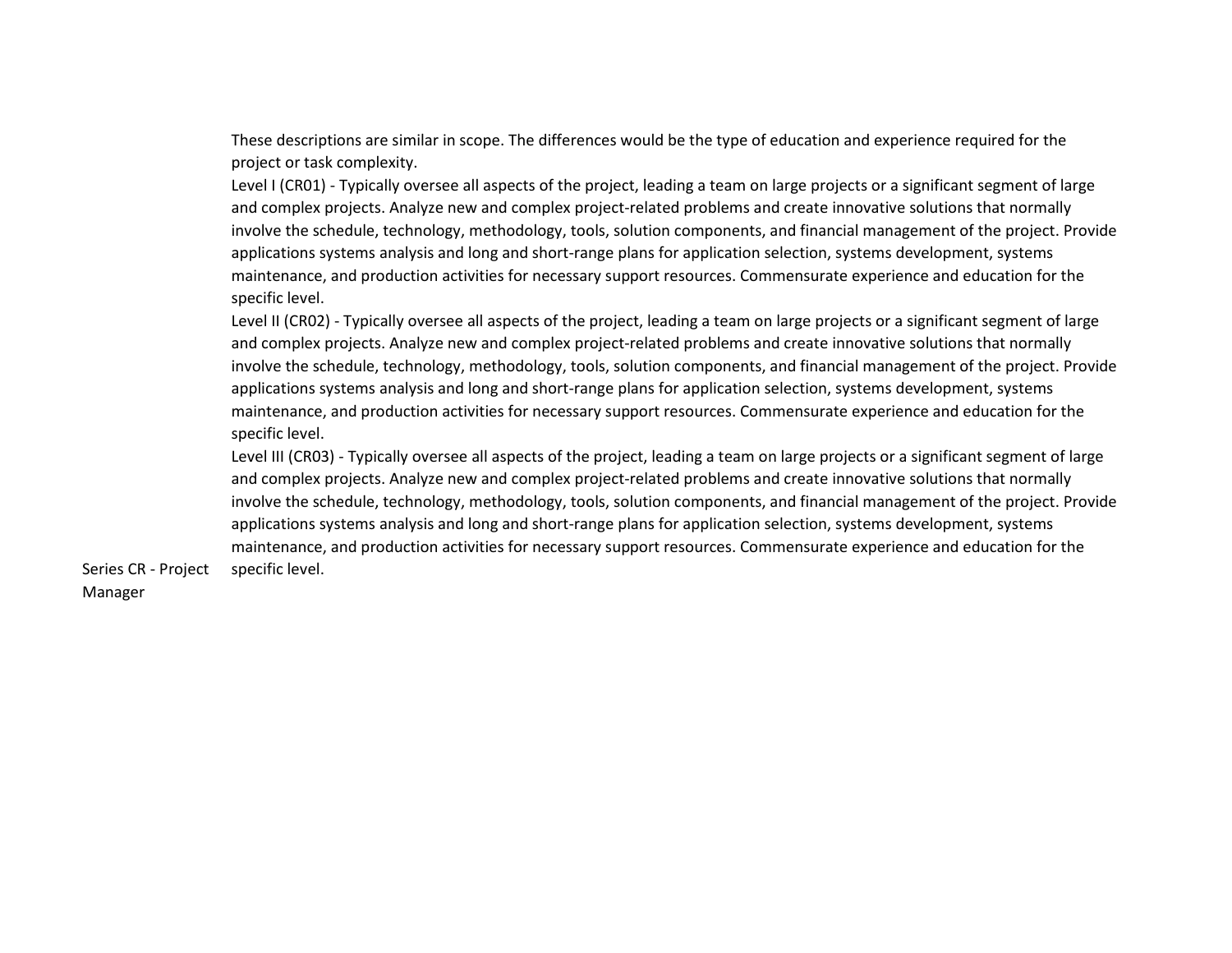| | |
|---|---|
| Series CR - Project Manager | These descriptions are similar in scope. The differences would be the type of education and experience required for the project or task complexity.<br>Level I (CR01) - Typically oversee all aspects of the project, leading a team on large projects or a significant segment of large and complex projects. Analyze new and complex project-related problems and create innovative solutions that normally involve the schedule, technology, methodology, tools, solution components, and financial management of the project. Provide applications systems analysis and long and short-range plans for application selection, systems development, systems maintenance, and production activities for necessary support resources. Commensurate experience and education for the specific level.<br>Level II (CR02) - Typically oversee all aspects of the project, leading a team on large projects or a significant segment of large and complex projects. Analyze new and complex project-related problems and create innovative solutions that normally involve the schedule, technology, methodology, tools, solution components, and financial management of the project. Provide applications systems analysis and long and short-range plans for application selection, systems development, systems maintenance, and production activities for necessary support resources. Commensurate experience and education for the specific level.<br>Level III (CR03) - Typically oversee all aspects of the project, leading a team on large projects or a significant segment of large and complex projects. Analyze new and complex project-related problems and create innovative solutions that normally involve the schedule, technology, methodology, tools, solution components, and financial management of the project. Provide applications systems analysis and long and short-range plans for application selection, systems development, systems maintenance, and production activities for necessary support resources. Commensurate experience and education for the specific level. |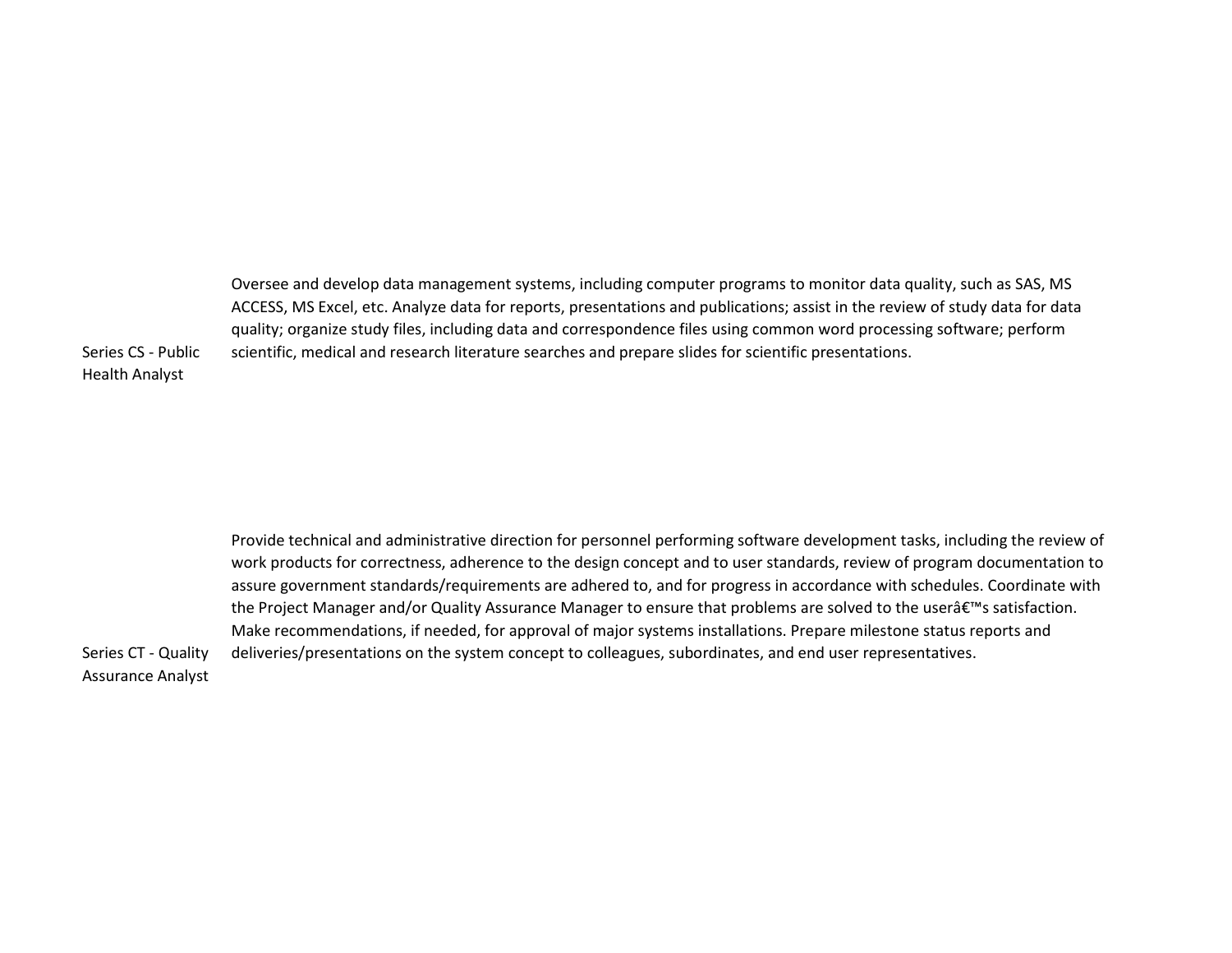| | |
|---|---|
| Series CS - Public Health Analyst | Oversee and develop data management systems, including computer programs to monitor data quality, such as SAS, MS ACCESS, MS Excel, etc. Analyze data for reports, presentations and publications; assist in the review of study data for data quality; organize study files, including data and correspondence files using common word processing software; perform scientific, medical and research literature searches and prepare slides for scientific presentations. |
| Series CT - Quality Assurance Analyst | Provide technical and administrative direction for personnel performing software development tasks, including the review of work products for correctness, adherence to the design concept and to user standards, review of program documentation to assure government standards/requirements are adhered to, and for progress in accordance with schedules. Coordinate with the Project Manager and/or Quality Assurance Manager to ensure that problems are solved to the userâ€™s satisfaction. Make recommendations, if needed, for approval of major systems installations. Prepare milestone status reports and deliveries/presentations on the system concept to colleagues, subordinates, and end user representatives. |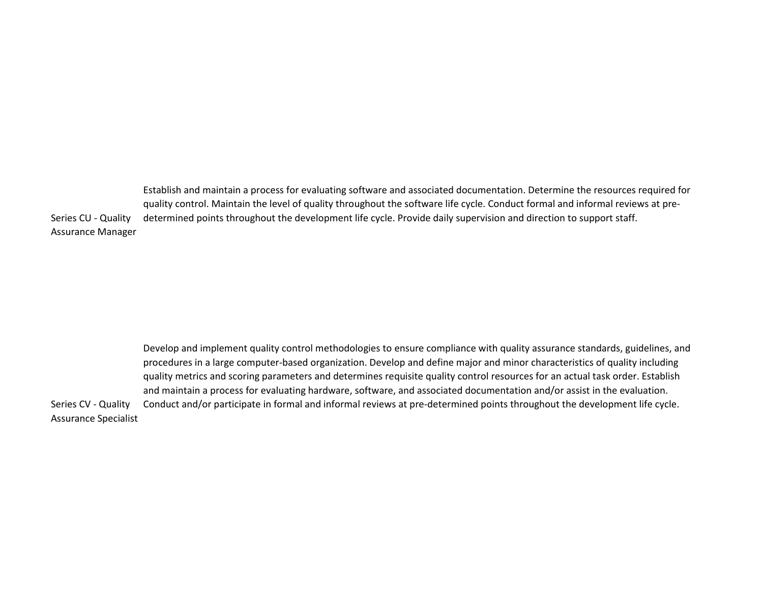| | |
|---|---|
| Series CU - Quality Assurance Manager | Establish and maintain a process for evaluating software and associated documentation. Determine the resources required for quality control. Maintain the level of quality throughout the software life cycle. Conduct formal and informal reviews at pre-determined points throughout the development life cycle. Provide daily supervision and direction to support staff. |
| Series CV - Quality Assurance Specialist | Develop and implement quality control methodologies to ensure compliance with quality assurance standards, guidelines, and procedures in a large computer-based organization. Develop and define major and minor characteristics of quality including quality metrics and scoring parameters and determines requisite quality control resources for an actual task order. Establish and maintain a process for evaluating hardware, software, and associated documentation and/or assist in the evaluation. Conduct and/or participate in formal and informal reviews at pre-determined points throughout the development life cycle. |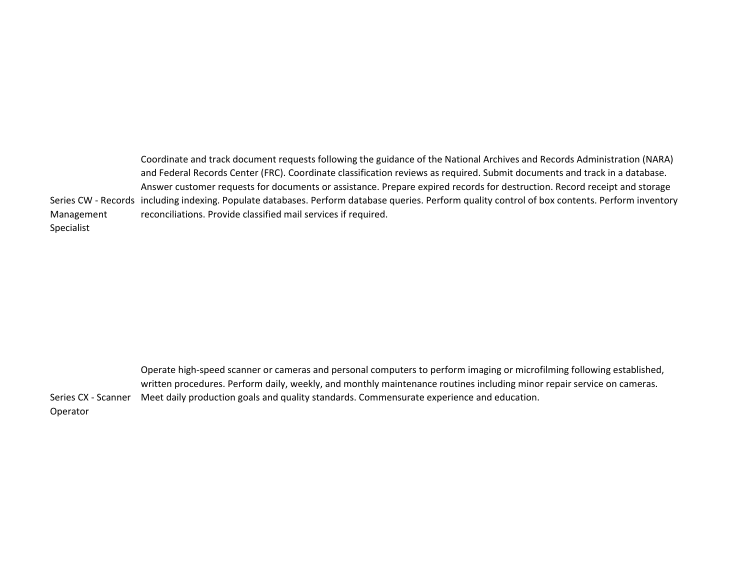| | |
|---|---|
| Series CW - Records Management Specialist | Coordinate and track document requests following the guidance of the National Archives and Records Administration (NARA) and Federal Records Center (FRC). Coordinate classification reviews as required. Submit documents and track in a database. Answer customer requests for documents or assistance. Prepare expired records for destruction. Record receipt and storage including indexing. Populate databases. Perform database queries. Perform quality control of box contents. Perform inventory reconciliations. Provide classified mail services if required. |
| Series CX - Scanner Operator | Operate high-speed scanner or cameras and personal computers to perform imaging or microfilming following established, written procedures. Perform daily, weekly, and monthly maintenance routines including minor repair service on cameras. Meet daily production goals and quality standards. Commensurate experience and education. |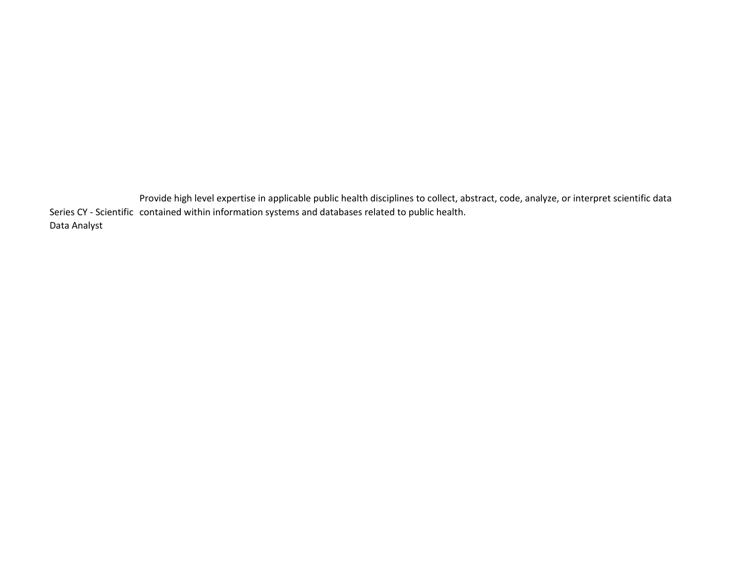| | |
|---|---|
| Series CY - Scientific Data Analyst | Provide high level expertise in applicable public health disciplines to collect, abstract, code, analyze, or interpret scientific data contained within information systems and databases related to public health. |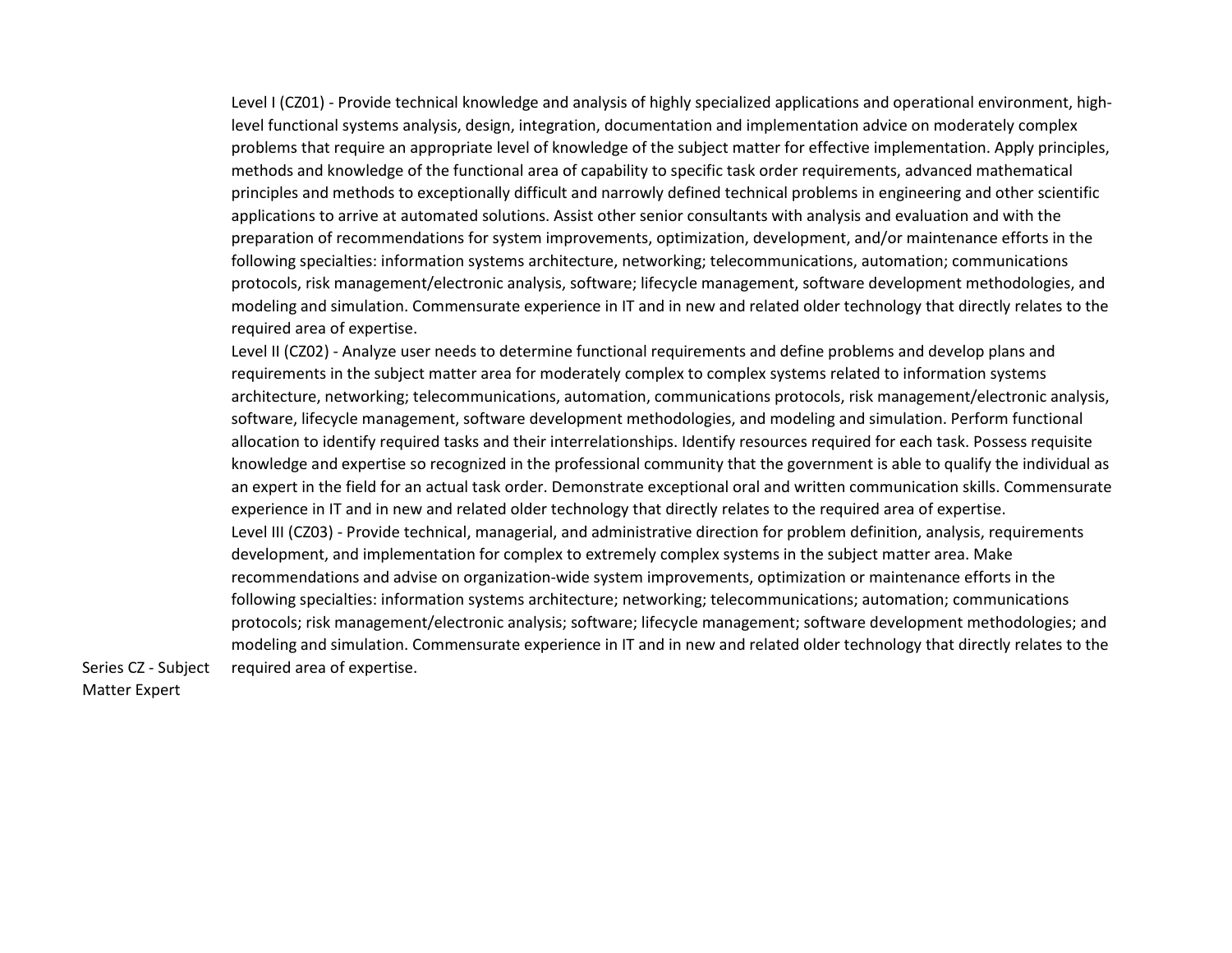| | |
|---|---|
| Series CZ - Subject Matter Expert | Level I (CZ01) - Provide technical knowledge and analysis of highly specialized applications and operational environment, high-level functional systems analysis, design, integration, documentation and implementation advice on moderately complex problems that require an appropriate level of knowledge of the subject matter for effective implementation. Apply principles, methods and knowledge of the functional area of capability to specific task order requirements, advanced mathematical principles and methods to exceptionally difficult and narrowly defined technical problems in engineering and other scientific applications to arrive at automated solutions. Assist other senior consultants with analysis and evaluation and with the preparation of recommendations for system improvements, optimization, development, and/or maintenance efforts in the following specialties: information systems architecture, networking; telecommunications, automation; communications protocols, risk management/electronic analysis, software; lifecycle management, software development methodologies, and modeling and simulation. Commensurate experience in IT and in new and related older technology that directly relates to the required area of expertise.<br>Level II (CZ02) - Analyze user needs to determine functional requirements and define problems and develop plans and requirements in the subject matter area for moderately complex to complex systems related to information systems architecture, networking; telecommunications, automation, communications protocols, risk management/electronic analysis, software, lifecycle management, software development methodologies, and modeling and simulation. Perform functional allocation to identify required tasks and their interrelationships. Identify resources required for each task. Possess requisite knowledge and expertise so recognized in the professional community that the government is able to qualify the individual as an expert in the field for an actual task order. Demonstrate exceptional oral and written communication skills. Commensurate experience in IT and in new and related older technology that directly relates to the required area of expertise.<br>Level III (CZ03) - Provide technical, managerial, and administrative direction for problem definition, analysis, requirements development, and implementation for complex to extremely complex systems in the subject matter area. Make recommendations and advise on organization-wide system improvements, optimization or maintenance efforts in the following specialties: information systems architecture; networking; telecommunications; automation; communications protocols; risk management/electronic analysis; software; lifecycle management; software development methodologies; and modeling and simulation. Commensurate experience in IT and in new and related older technology that directly relates to the required area of expertise. |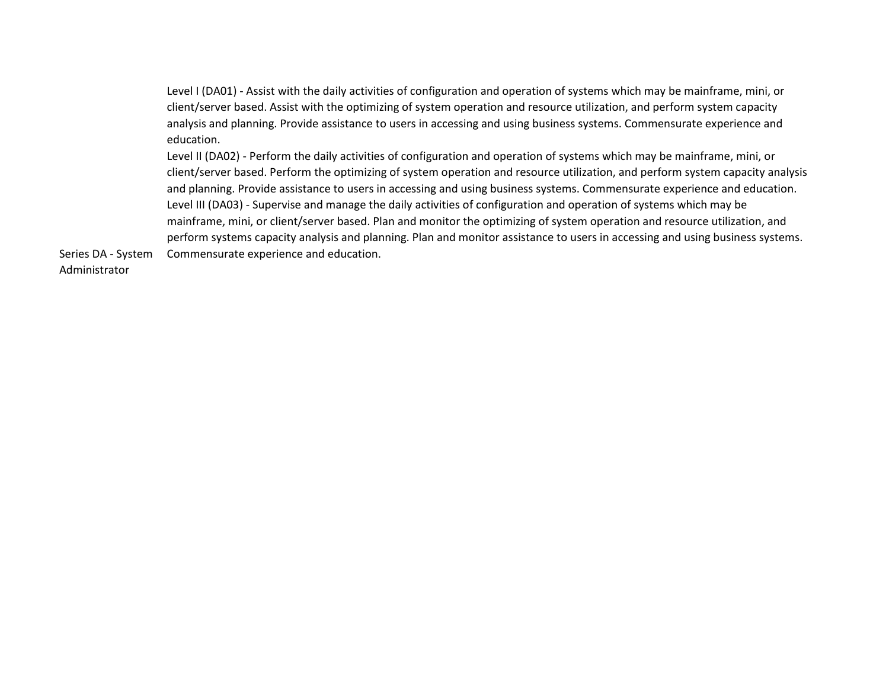| | |
|---|---|
| Series DA - System Administrator | Level I (DA01) - Assist with the daily activities of configuration and operation of systems which may be mainframe, mini, or client/server based. Assist with the optimizing of system operation and resource utilization, and perform system capacity analysis and planning. Provide assistance to users in accessing and using business systems. Commensurate experience and education.<br>Level II (DA02) - Perform the daily activities of configuration and operation of systems which may be mainframe, mini, or client/server based. Perform the optimizing of system operation and resource utilization, and perform system capacity analysis and planning. Provide assistance to users in accessing and using business systems. Commensurate experience and education.<br>Level III (DA03) - Supervise and manage the daily activities of configuration and operation of systems which may be mainframe, mini, or client/server based. Plan and monitor the optimizing of system operation and resource utilization, and perform systems capacity analysis and planning. Plan and monitor assistance to users in accessing and using business systems. Commensurate experience and education. |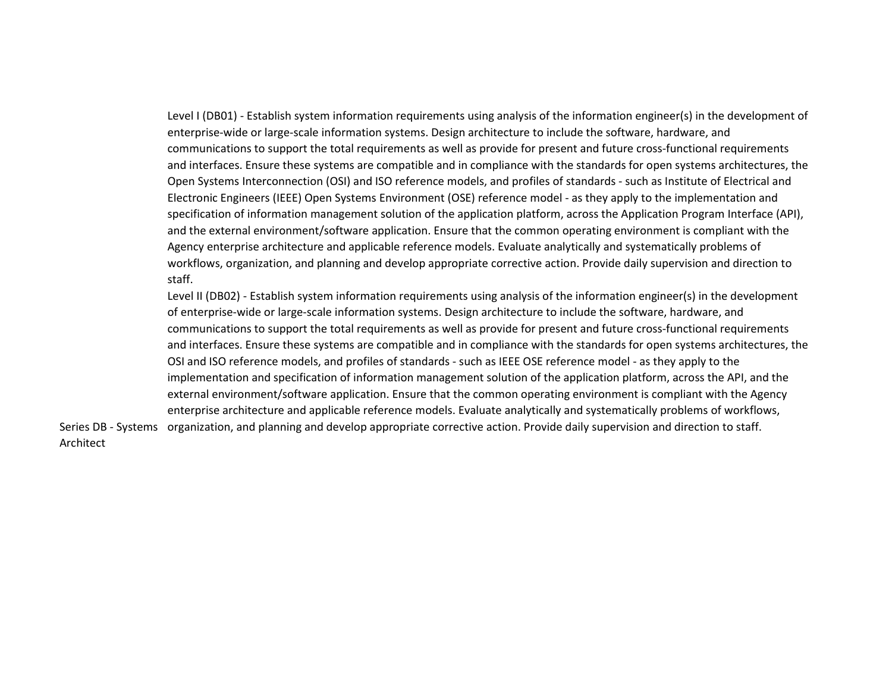| | |
|---|---|
| Series DB - Systems Architect | Level I (DB01) - Establish system information requirements using analysis of the information engineer(s) in the development of enterprise-wide or large-scale information systems. Design architecture to include the software, hardware, and communications to support the total requirements as well as provide for present and future cross-functional requirements and interfaces. Ensure these systems are compatible and in compliance with the standards for open systems architectures, the Open Systems Interconnection (OSI) and ISO reference models, and profiles of standards - such as Institute of Electrical and Electronic Engineers (IEEE) Open Systems Environment (OSE) reference model - as they apply to the implementation and specification of information management solution of the application platform, across the Application Program Interface (API), and the external environment/software application. Ensure that the common operating environment is compliant with the Agency enterprise architecture and applicable reference models. Evaluate analytically and systematically problems of workflows, organization, and planning and develop appropriate corrective action. Provide daily supervision and direction to staff.<br>Level II (DB02) - Establish system information requirements using analysis of the information engineer(s) in the development of enterprise-wide or large-scale information systems. Design architecture to include the software, hardware, and communications to support the total requirements as well as provide for present and future cross-functional requirements and interfaces. Ensure these systems are compatible and in compliance with the standards for open systems architectures, the OSI and ISO reference models, and profiles of standards - such as IEEE OSE reference model - as they apply to the implementation and specification of information management solution of the application platform, across the API, and the external environment/software application. Ensure that the common operating environment is compliant with the Agency enterprise architecture and applicable reference models. Evaluate analytically and systematically problems of workflows, organization, and planning and develop appropriate corrective action. Provide daily supervision and direction to staff. |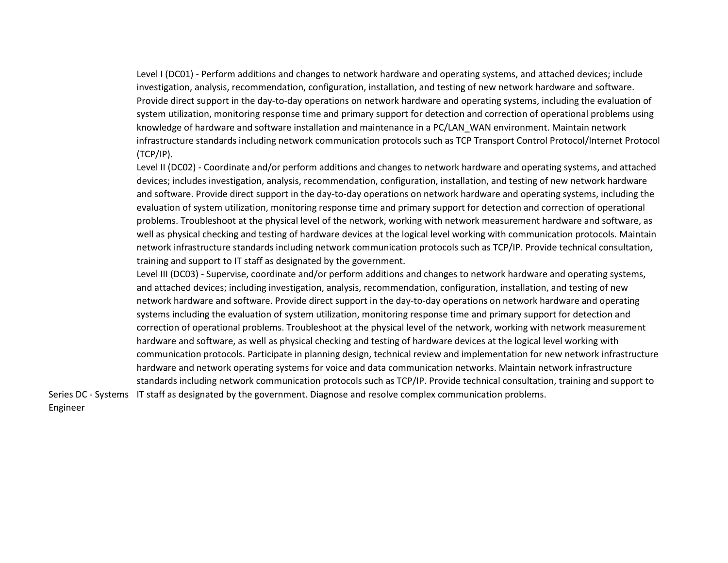| | |
|---|---|
| Series DC - Systems Engineer | Level I (DC01) - Perform additions and changes to network hardware and operating systems, and attached devices; include investigation, analysis, recommendation, configuration, installation, and testing of new network hardware and software. Provide direct support in the day-to-day operations on network hardware and operating systems, including the evaluation of system utilization, monitoring response time and primary support for detection and correction of operational problems using knowledge of hardware and software installation and maintenance in a PC/LAN_WAN environment. Maintain network infrastructure standards including network communication protocols such as TCP Transport Control Protocol/Internet Protocol (TCP/IP).<br>Level II (DC02) - Coordinate and/or perform additions and changes to network hardware and operating systems, and attached devices; includes investigation, analysis, recommendation, configuration, installation, and testing of new network hardware and software. Provide direct support in the day-to-day operations on network hardware and operating systems, including the evaluation of system utilization, monitoring response time and primary support for detection and correction of operational problems. Troubleshoot at the physical level of the network, working with network measurement hardware and software, as well as physical checking and testing of hardware devices at the logical level working with communication protocols. Maintain network infrastructure standards including network communication protocols such as TCP/IP. Provide technical consultation, training and support to IT staff as designated by the government.<br>Level III (DC03) - Supervise, coordinate and/or perform additions and changes to network hardware and operating systems, and attached devices; including investigation, analysis, recommendation, configuration, installation, and testing of new network hardware and software. Provide direct support in the day-to-day operations on network hardware and operating systems including the evaluation of system utilization, monitoring response time and primary support for detection and correction of operational problems. Troubleshoot at the physical level of the network, working with network measurement hardware and software, as well as physical checking and testing of hardware devices at the logical level working with communication protocols. Participate in planning design, technical review and implementation for new network infrastructure hardware and network operating systems for voice and data communication networks. Maintain network infrastructure standards including network communication protocols such as TCP/IP. Provide technical consultation, training and support to IT staff as designated by the government. Diagnose and resolve complex communication problems. |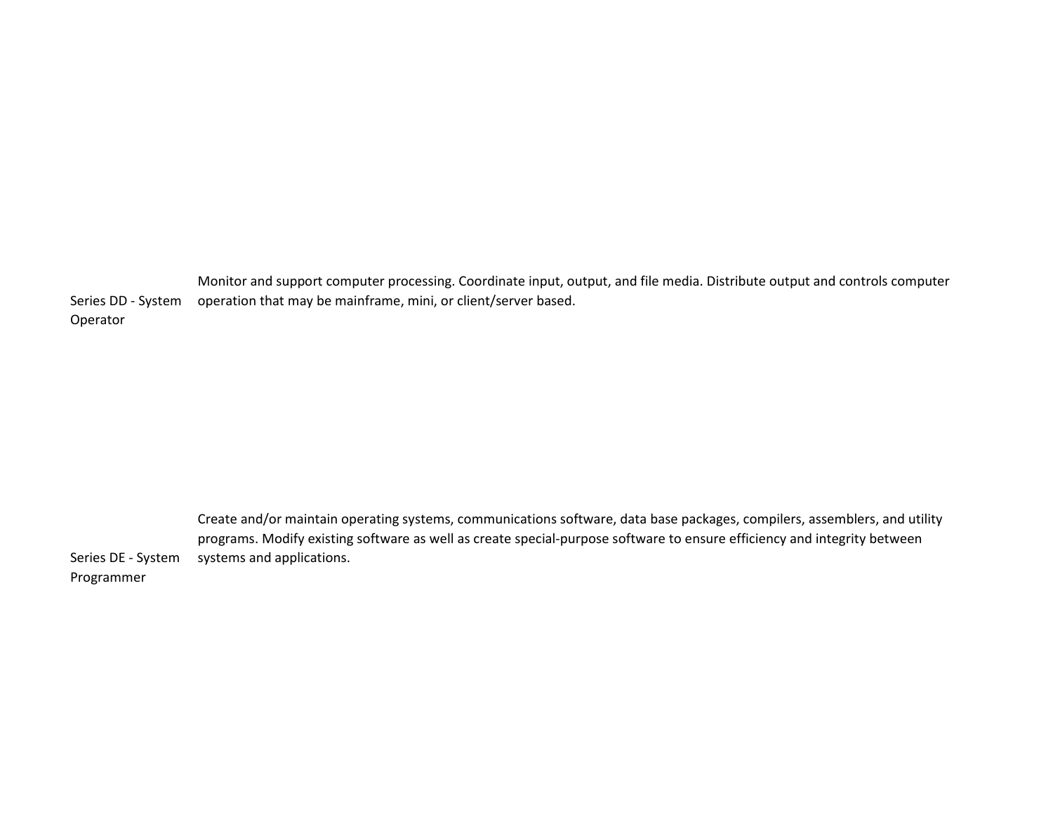| | |
|---|---|
| Series DD - System Operator | Monitor and support computer processing. Coordinate input, output, and file media. Distribute output and controls computer operation that may be mainframe, mini, or client/server based. |
| Series DE - System Programmer | Create and/or maintain operating systems, communications software, data base packages, compilers, assemblers, and utility programs. Modify existing software as well as create special-purpose software to ensure efficiency and integrity between systems and applications. |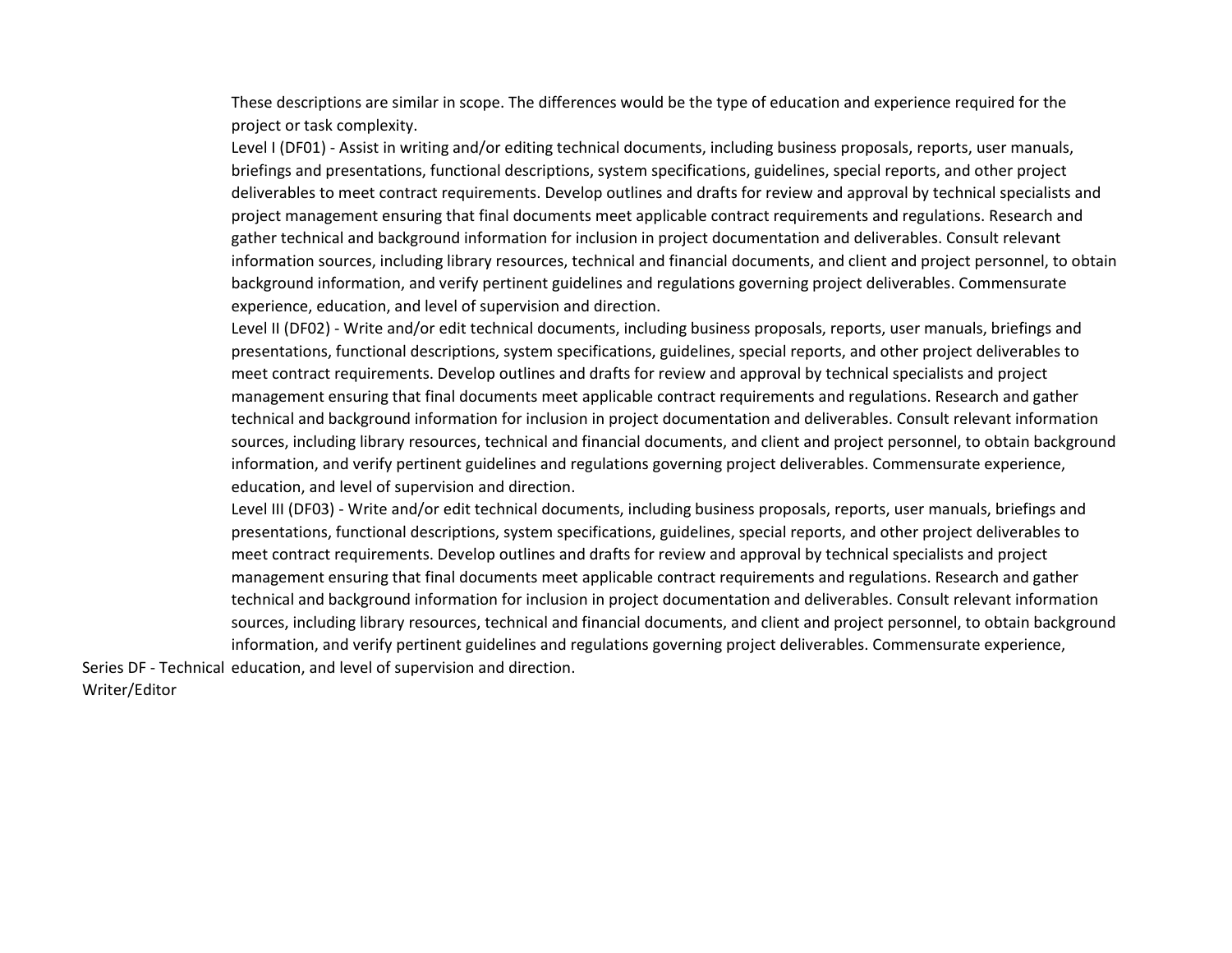| | |
|---|---|
| Series DF - Technical Writer/Editor | These descriptions are similar in scope. The differences would be the type of education and experience required for the project or task complexity.<br>Level I (DF01) - Assist in writing and/or editing technical documents, including business proposals, reports, user manuals, briefings and presentations, functional descriptions, system specifications, guidelines, special reports, and other project deliverables to meet contract requirements. Develop outlines and drafts for review and approval by technical specialists and project management ensuring that final documents meet applicable contract requirements and regulations. Research and gather technical and background information for inclusion in project documentation and deliverables. Consult relevant information sources, including library resources, technical and financial documents, and client and project personnel, to obtain background information, and verify pertinent guidelines and regulations governing project deliverables. Commensurate experience, education, and level of supervision and direction.<br>Level II (DF02) - Write and/or edit technical documents, including business proposals, reports, user manuals, briefings and presentations, functional descriptions, system specifications, guidelines, special reports, and other project deliverables to meet contract requirements. Develop outlines and drafts for review and approval by technical specialists and project management ensuring that final documents meet applicable contract requirements and regulations. Research and gather technical and background information for inclusion in project documentation and deliverables. Consult relevant information sources, including library resources, technical and financial documents, and client and project personnel, to obtain background information, and verify pertinent guidelines and regulations governing project deliverables. Commensurate experience, education, and level of supervision and direction.<br>Level III (DF03) - Write and/or edit technical documents, including business proposals, reports, user manuals, briefings and presentations, functional descriptions, system specifications, guidelines, special reports, and other project deliverables to meet contract requirements. Develop outlines and drafts for review and approval by technical specialists and project management ensuring that final documents meet applicable contract requirements and regulations. Research and gather technical and background information for inclusion in project documentation and deliverables. Consult relevant information sources, including library resources, technical and financial documents, and client and project personnel, to obtain background information, and verify pertinent guidelines and regulations governing project deliverables. Commensurate experience, education, and level of supervision and direction. |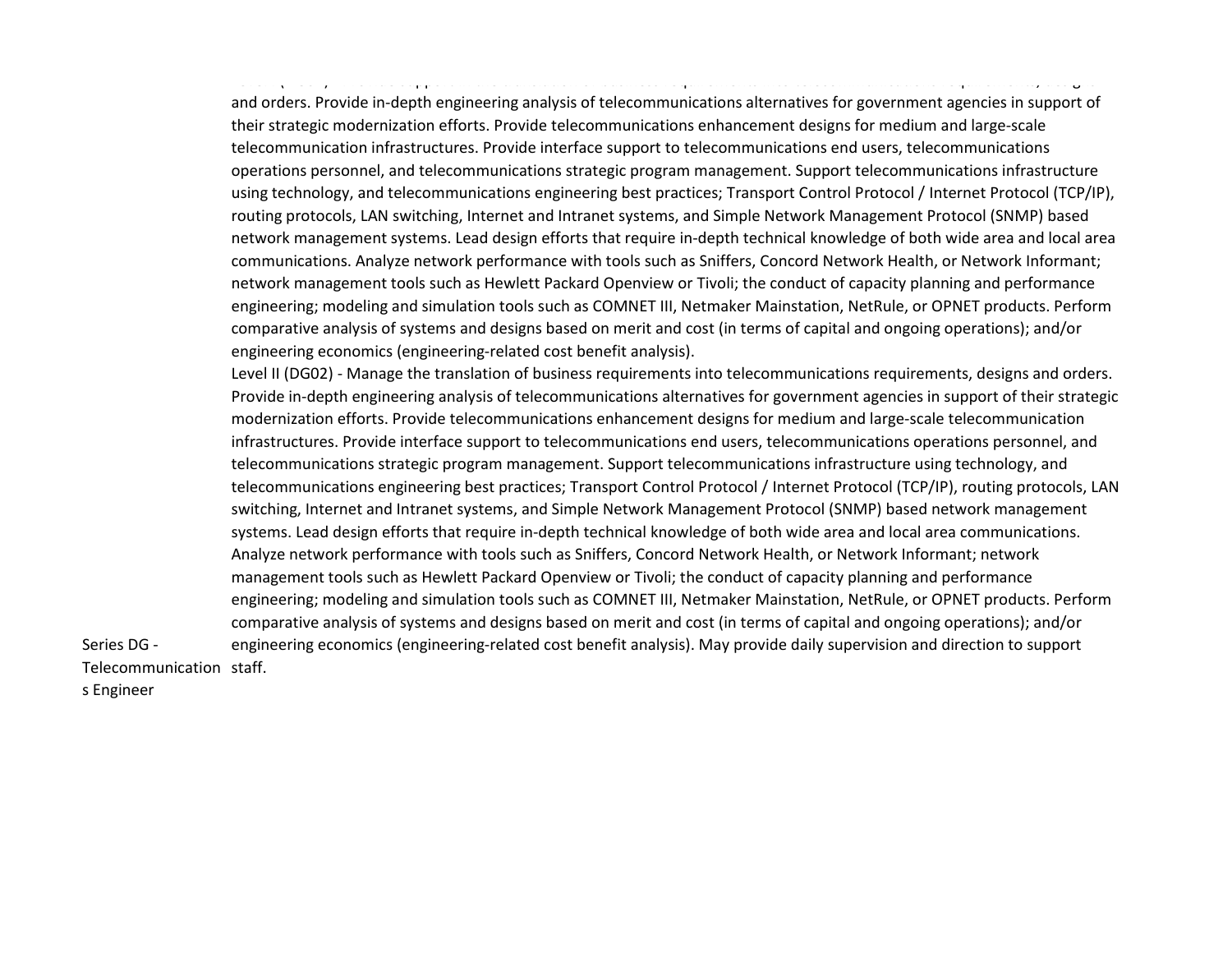| | |
|---|---|
| Series DG - Telecommunications Engineer | and orders. Provide in-depth engineering analysis of telecommunications alternatives for government agencies in support of their strategic modernization efforts. Provide telecommunications enhancement designs for medium and large-scale telecommunication infrastructures. Provide interface support to telecommunications end users, telecommunications operations personnel, and telecommunications strategic program management. Support telecommunications infrastructure using technology, and telecommunications engineering best practices; Transport Control Protocol / Internet Protocol (TCP/IP), routing protocols, LAN switching, Internet and Intranet systems, and Simple Network Management Protocol (SNMP) based network management systems. Lead design efforts that require in-depth technical knowledge of both wide area and local area communications. Analyze network performance with tools such as Sniffers, Concord Network Health, or Network Informant; network management tools such as Hewlett Packard Openview or Tivoli; the conduct of capacity planning and performance engineering; modeling and simulation tools such as COMNET III, Netmaker Mainstation, NetRule, or OPNET products. Perform comparative analysis of systems and designs based on merit and cost (in terms of capital and ongoing operations); and/or engineering economics (engineering-related cost benefit analysis).<br>Level II (DG02) - Manage the translation of business requirements into telecommunications requirements, designs and orders. Provide in-depth engineering analysis of telecommunications alternatives for government agencies in support of their strategic modernization efforts. Provide telecommunications enhancement designs for medium and large-scale telecommunication infrastructures. Provide interface support to telecommunications end users, telecommunications operations personnel, and telecommunications strategic program management. Support telecommunications infrastructure using technology, and telecommunications engineering best practices; Transport Control Protocol / Internet Protocol (TCP/IP), routing protocols, LAN switching, Internet and Intranet systems, and Simple Network Management Protocol (SNMP) based network management systems. Lead design efforts that require in-depth technical knowledge of both wide area and local area communications. Analyze network performance with tools such as Sniffers, Concord Network Health, or Network Informant; network management tools such as Hewlett Packard Openview or Tivoli; the conduct of capacity planning and performance engineering; modeling and simulation tools such as COMNET III, Netmaker Mainstation, NetRule, or OPNET products. Perform comparative analysis of systems and designs based on merit and cost (in terms of capital and ongoing operations); and/or engineering economics (engineering-related cost benefit analysis). May provide daily supervision and direction to support staff. |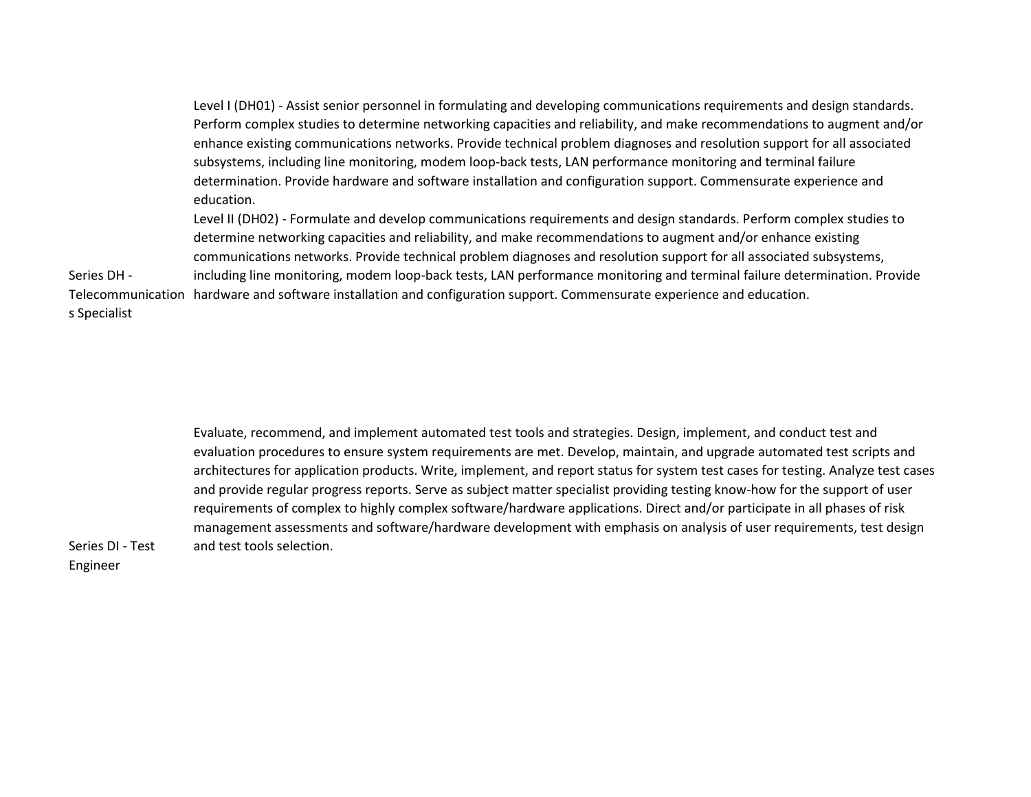| | |
|---|---|
| Series DH - Telecommunications Specialist | Level I (DH01) - Assist senior personnel in formulating and developing communications requirements and design standards. Perform complex studies to determine networking capacities and reliability, and make recommendations to augment and/or enhance existing communications networks. Provide technical problem diagnoses and resolution support for all associated subsystems, including line monitoring, modem loop-back tests, LAN performance monitoring and terminal failure determination. Provide hardware and software installation and configuration support. Commensurate experience and education.<br>Level II (DH02) - Formulate and develop communications requirements and design standards. Perform complex studies to determine networking capacities and reliability, and make recommendations to augment and/or enhance existing communications networks. Provide technical problem diagnoses and resolution support for all associated subsystems, including line monitoring, modem loop-back tests, LAN performance monitoring and terminal failure determination. Provide hardware and software installation and configuration support. Commensurate experience and education. |
| Series DI - Test Engineer | Evaluate, recommend, and implement automated test tools and strategies. Design, implement, and conduct test and evaluation procedures to ensure system requirements are met. Develop, maintain, and upgrade automated test scripts and architectures for application products. Write, implement, and report status for system test cases for testing. Analyze test cases and provide regular progress reports. Serve as subject matter specialist providing testing know-how for the support of user requirements of complex to highly complex software/hardware applications. Direct and/or participate in all phases of risk management assessments and software/hardware development with emphasis on analysis of user requirements, test design and test tools selection. |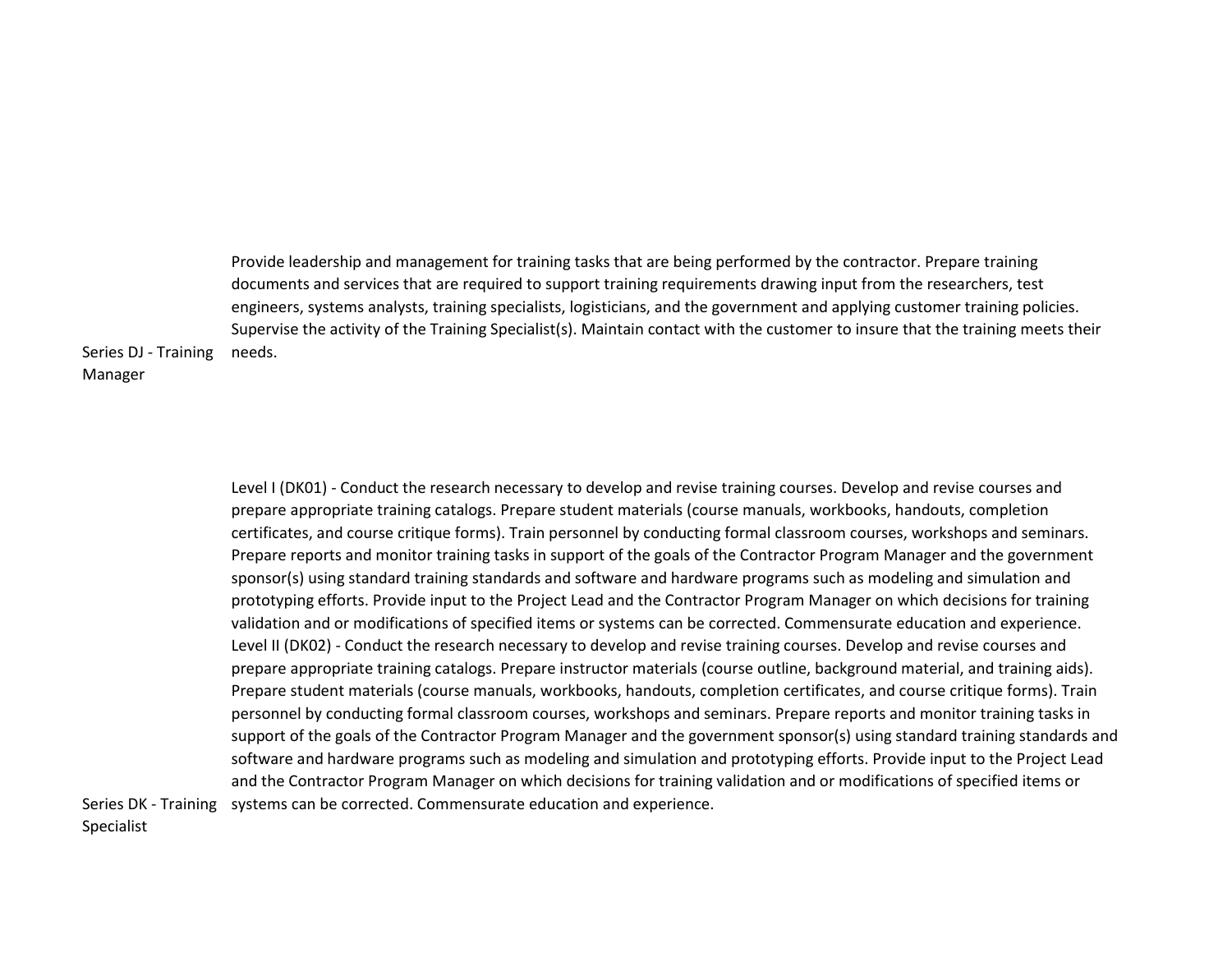| | |
|---|---|
| Series DJ - Training Manager | Provide leadership and management for training tasks that are being performed by the contractor. Prepare training documents and services that are required to support training requirements drawing input from the researchers, test engineers, systems analysts, training specialists, logisticians, and the government and applying customer training policies. Supervise the activity of the Training Specialist(s). Maintain contact with the customer to insure that the training meets their needs. |
| Series DK - Training Specialist | Level I (DK01) - Conduct the research necessary to develop and revise training courses. Develop and revise courses and prepare appropriate training catalogs. Prepare student materials (course manuals, workbooks, handouts, completion certificates, and course critique forms). Train personnel by conducting formal classroom courses, workshops and seminars. Prepare reports and monitor training tasks in support of the goals of the Contractor Program Manager and the government sponsor(s) using standard training standards and software and hardware programs such as modeling and simulation and prototyping efforts. Provide input to the Project Lead and the Contractor Program Manager on which decisions for training validation and or modifications of specified items or systems can be corrected. Commensurate education and experience.<br>Level II (DK02) - Conduct the research necessary to develop and revise training courses. Develop and revise courses and prepare appropriate training catalogs. Prepare instructor materials (course outline, background material, and training aids). Prepare student materials (course manuals, workbooks, handouts, completion certificates, and course critique forms). Train personnel by conducting formal classroom courses, workshops and seminars. Prepare reports and monitor training tasks in support of the goals of the Contractor Program Manager and the government sponsor(s) using standard training standards and software and hardware programs such as modeling and simulation and prototyping efforts. Provide input to the Project Lead and the Contractor Program Manager on which decisions for training validation and or modifications of specified items or systems can be corrected. Commensurate education and experience. |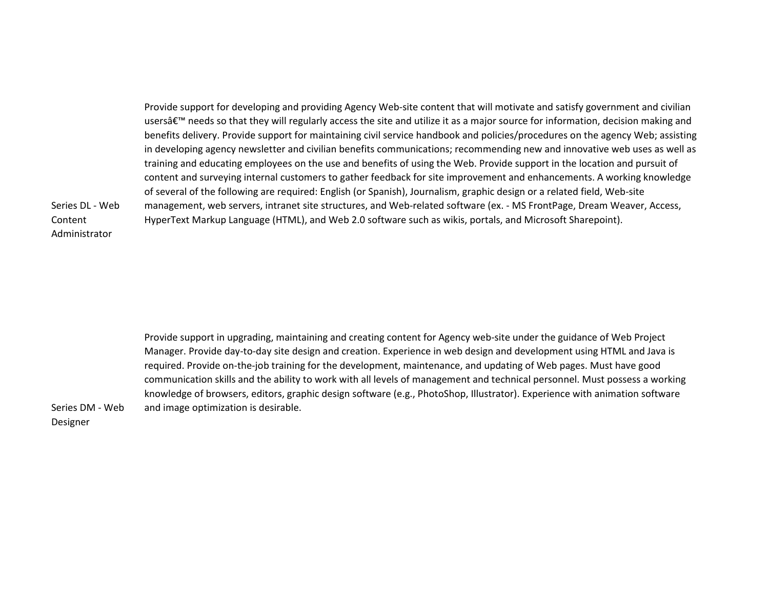| | |
|---|---|
| Series DL - Web Content Administrator | Provide support for developing and providing Agency Web-site content that will motivate and satisfy government and civilian usersâ€™ needs so that they will regularly access the site and utilize it as a major source for information, decision making and benefits delivery. Provide support for maintaining civil service handbook and policies/procedures on the agency Web; assisting in developing agency newsletter and civilian benefits communications; recommending new and innovative web uses as well as training and educating employees on the use and benefits of using the Web. Provide support in the location and pursuit of content and surveying internal customers to gather feedback for site improvement and enhancements. A working knowledge of several of the following are required: English (or Spanish), Journalism, graphic design or a related field, Web-site management, web servers, intranet site structures, and Web-related software (ex. - MS FrontPage, Dream Weaver, Access, HyperText Markup Language (HTML), and Web 2.0 software such as wikis, portals, and Microsoft Sharepoint). |
| Series DM - Web Designer | Provide support in upgrading, maintaining and creating content for Agency web-site under the guidance of Web Project Manager. Provide day-to-day site design and creation. Experience in web design and development using HTML and Java is required. Provide on-the-job training for the development, maintenance, and updating of Web pages. Must have good communication skills and the ability to work with all levels of management and technical personnel. Must possess a working knowledge of browsers, editors, graphic design software (e.g., PhotoShop, Illustrator). Experience with animation software and image optimization is desirable. |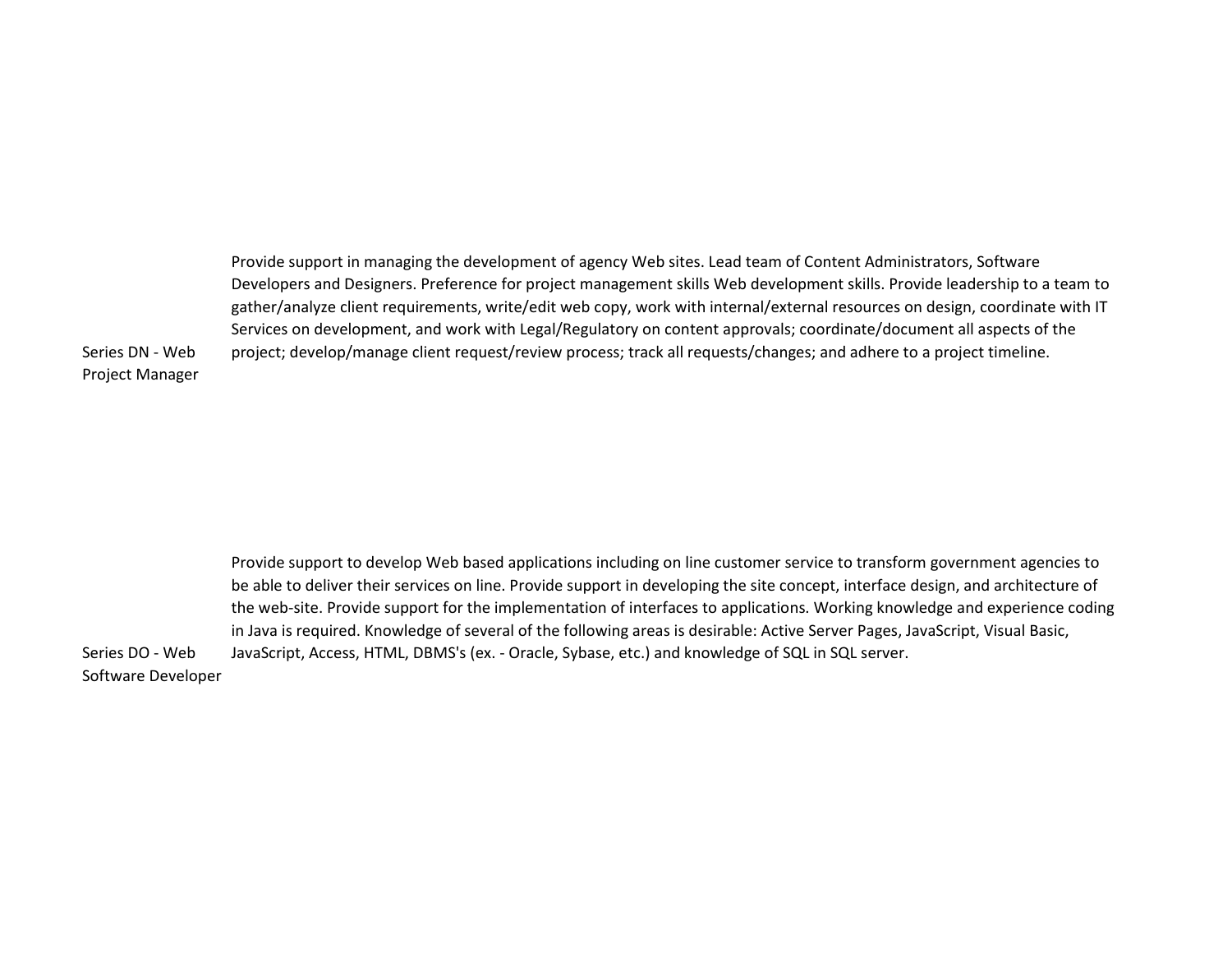| | |
|---|---|
| Series DN - Web Project Manager | Provide support in managing the development of agency Web sites. Lead team of Content Administrators, Software Developers and Designers. Preference for project management skills Web development skills. Provide leadership to a team to gather/analyze client requirements, write/edit web copy, work with internal/external resources on design, coordinate with IT Services on development, and work with Legal/Regulatory on content approvals; coordinate/document all aspects of the project; develop/manage client request/review process; track all requests/changes; and adhere to a project timeline. |
| Series DO - Web Software Developer | Provide support to develop Web based applications including on line customer service to transform government agencies to be able to deliver their services on line. Provide support in developing the site concept, interface design, and architecture of the web-site. Provide support for the implementation of interfaces to applications. Working knowledge and experience coding in Java is required. Knowledge of several of the following areas is desirable: Active Server Pages, JavaScript, Visual Basic, JavaScript, Access, HTML, DBMS's (ex. - Oracle, Sybase, etc.) and knowledge of SQL in SQL server. |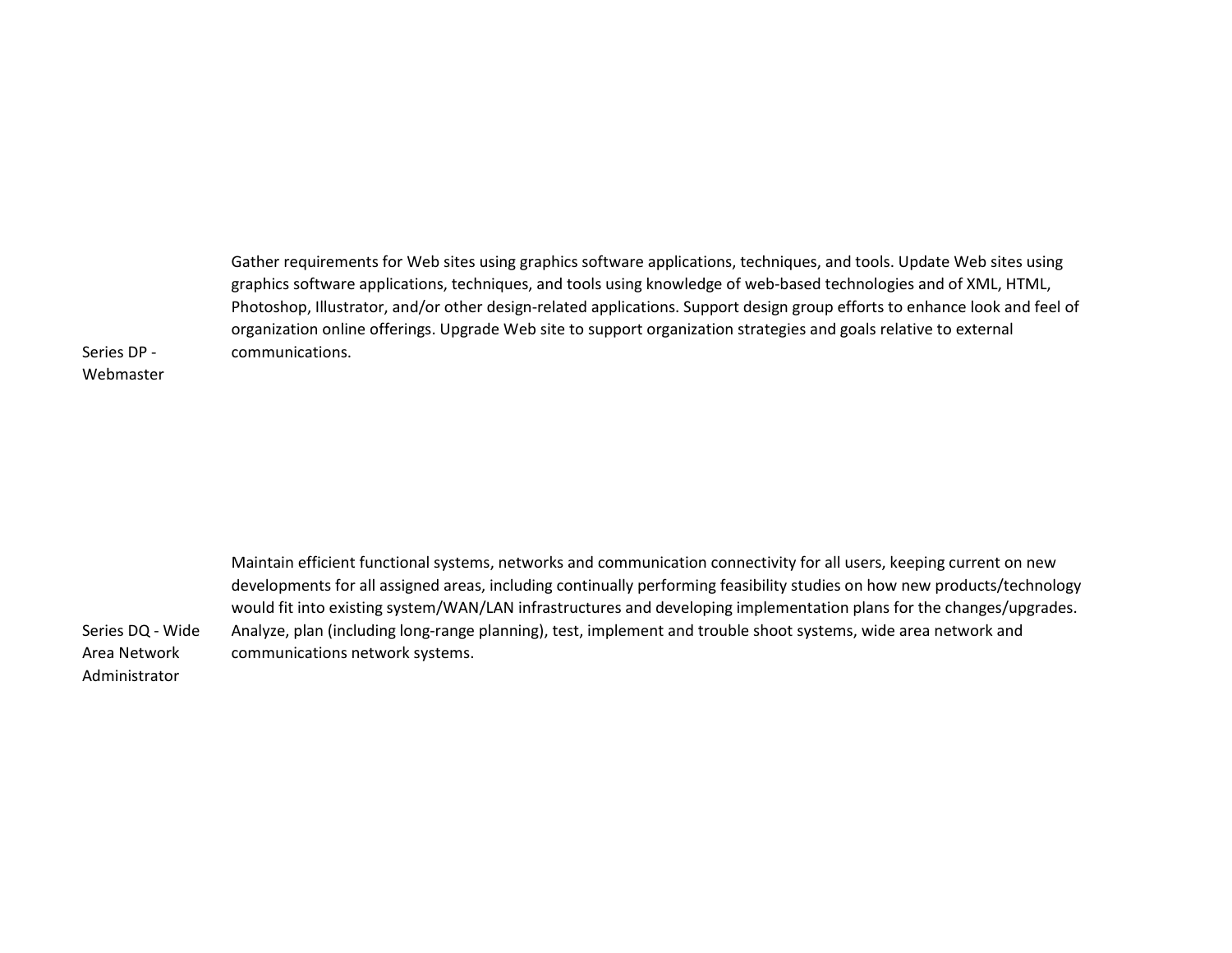| | |
|---|---|
| Series DP - Webmaster | Gather requirements for Web sites using graphics software applications, techniques, and tools. Update Web sites using graphics software applications, techniques, and tools using knowledge of web-based technologies and of XML, HTML, Photoshop, Illustrator, and/or other design-related applications. Support design group efforts to enhance look and feel of organization online offerings. Upgrade Web site to support organization strategies and goals relative to external communications. |
| Series DQ - Wide Area Network Administrator | Maintain efficient functional systems, networks and communication connectivity for all users, keeping current on new developments for all assigned areas, including continually performing feasibility studies on how new products/technology would fit into existing system/WAN/LAN infrastructures and developing implementation plans for the changes/upgrades. Analyze, plan (including long-range planning), test, implement and trouble shoot systems, wide area network and communications network systems. |